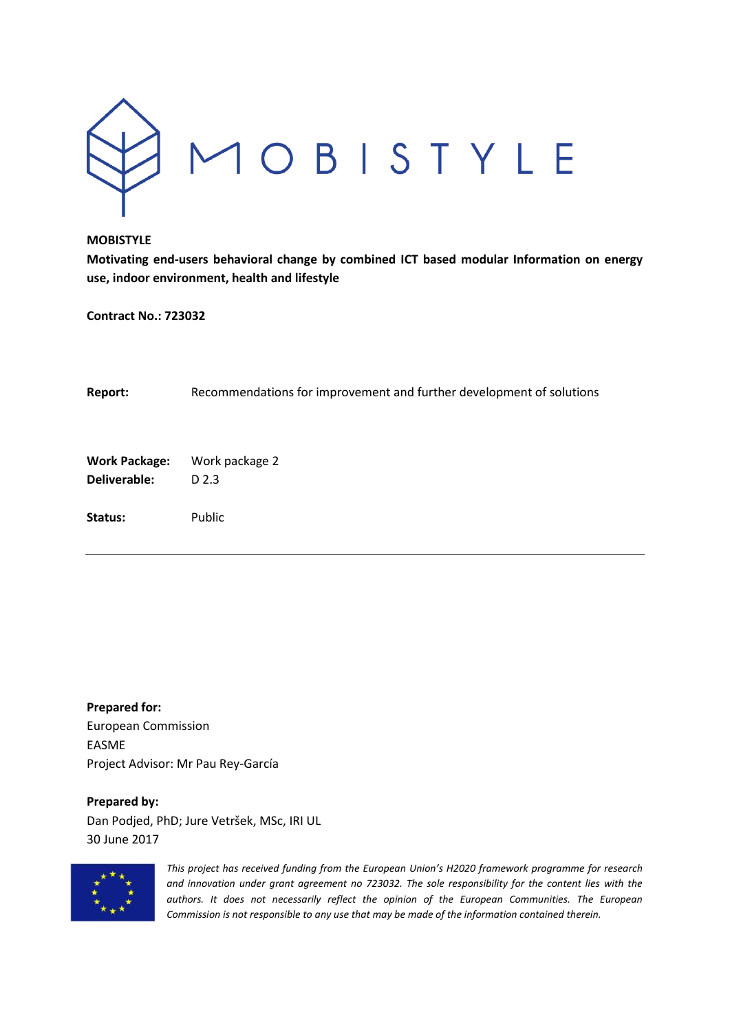# MOBISTYLE

**MOBISTYLE**

**Motivating end-users behavioral change by combined ICT based modular Information on energy use, indoor environment, health and lifestyle**

**Contract No.: 723032**

**Report:** Recommendations for improvement and further development of solutions

**Work Package:** Work package 2
**Deliverable:** D 2.3

**Status:** Public

---

**Prepared for:**
European Commission
EASME
Project Advisor: Mr Pau Rey-García

**Prepared by:**
Dan Podjed, PhD; Jure Vetršek, MSc, IRI UL
30 June 2017

*This project has received funding from the European Union's H2020 framework programme for research and innovation under grant agreement no 723032. The sole responsibility for the content lies with the authors. It does not necessarily reflect the opinion of the European Communities. The European Commission is not responsible to any use that may be made of the information contained therein.*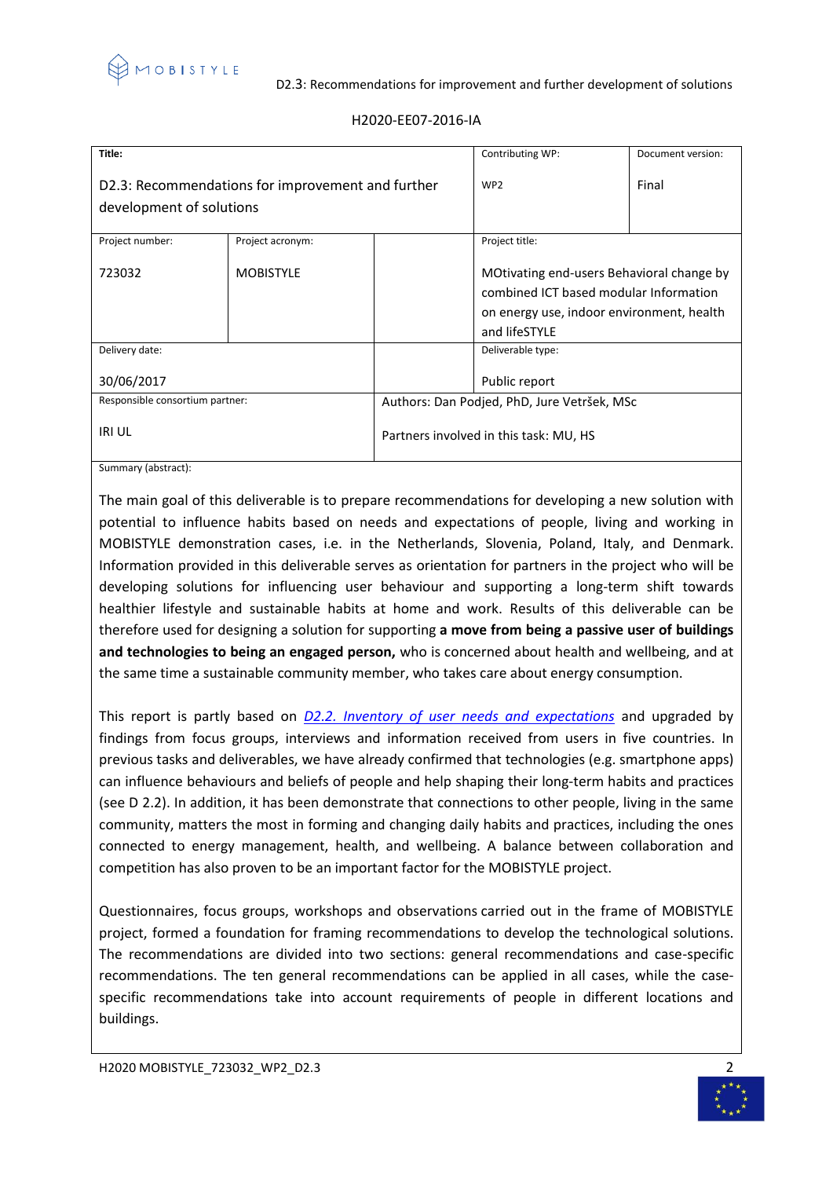H2020-EE07-2016-IA

| Title: | | | Contributing WP: | Document version: |
|---|---|---|---|---|
| D2.3: Recommendations for improvement and further development of solutions | | | WP2 | Final |
| Project number: 723032 | Project acronym: MOBISTYLE | | Project title: MOtivating end-users Behavioral change by combined ICT based modular Information on energy use, indoor environment, health and lifeSTYLE | |
| Delivery date: 30/06/2017 | | | Deliverable type: Public report | |
| Responsible consortium partner: IRI UL | | Authors: Dan Podjed, PhD, Jure Vetršek, MSc<br>Partners involved in this task: MU, HS | | |

Summary (abstract):

The main goal of this deliverable is to prepare recommendations for developing a new solution with potential to influence habits based on needs and expectations of people, living and working in MOBISTYLE demonstration cases, i.e. in the Netherlands, Slovenia, Poland, Italy, and Denmark. Information provided in this deliverable serves as orientation for partners in the project who will be developing solutions for influencing user behaviour and supporting a long-term shift towards healthier lifestyle and sustainable habits at home and work. Results of this deliverable can be therefore used for designing a solution for supporting **a move from being a passive user of buildings and technologies to being an engaged person,** who is concerned about health and wellbeing, and at the same time a sustainable community member, who takes care about energy consumption.

This report is partly based on *D2.2. Inventory of user needs and expectations* and upgraded by findings from focus groups, interviews and information received from users in five countries. In previous tasks and deliverables, we have already confirmed that technologies (e.g. smartphone apps) can influence behaviours and beliefs of people and help shaping their long-term habits and practices (see D 2.2). In addition, it has been demonstrate that connections to other people, living in the same community, matters the most in forming and changing daily habits and practices, including the ones connected to energy management, health, and wellbeing. A balance between collaboration and competition has also proven to be an important factor for the MOBISTYLE project.

Questionnaires, focus groups, workshops and observations carried out in the frame of MOBISTYLE project, formed a foundation for framing recommendations to develop the technological solutions. The recommendations are divided into two sections: general recommendations and case-specific recommendations. The ten general recommendations can be applied in all cases, while the case-specific recommendations take into account requirements of people in different locations and buildings.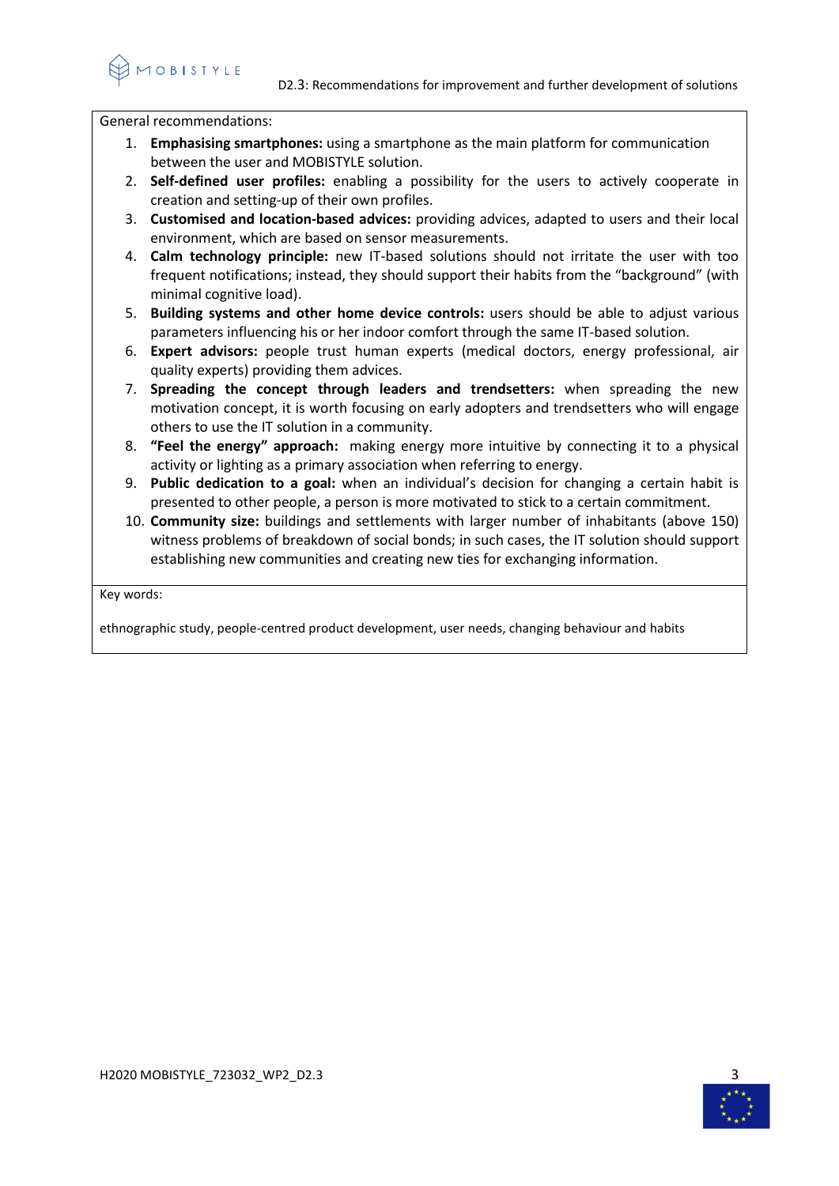General recommendations:

1. **Emphasising smartphones:** using a smartphone as the main platform for communication between the user and MOBISTYLE solution.
2. **Self-defined user profiles:** enabling a possibility for the users to actively cooperate in creation and setting-up of their own profiles.
3. **Customised and location-based advices:** providing advices, adapted to users and their local environment, which are based on sensor measurements.
4. **Calm technology principle:** new IT-based solutions should not irritate the user with too frequent notifications; instead, they should support their habits from the "background" (with minimal cognitive load).
5. **Building systems and other home device controls:** users should be able to adjust various parameters influencing his or her indoor comfort through the same IT-based solution.
6. **Expert advisors:** people trust human experts (medical doctors, energy professional, air quality experts) providing them advices.
7. **Spreading the concept through leaders and trendsetters:** when spreading the new motivation concept, it is worth focusing on early adopters and trendsetters who will engage others to use the IT solution in a community.
8. **"Feel the energy" approach:** making energy more intuitive by connecting it to a physical activity or lighting as a primary association when referring to energy.
9. **Public dedication to a goal:** when an individual's decision for changing a certain habit is presented to other people, a person is more motivated to stick to a certain commitment.
10. **Community size:** buildings and settlements with larger number of inhabitants (above 150) witness problems of breakdown of social bonds; in such cases, the IT solution should support establishing new communities and creating new ties for exchanging information.

Key words:

ethnographic study, people-centred product development, user needs, changing behaviour and habits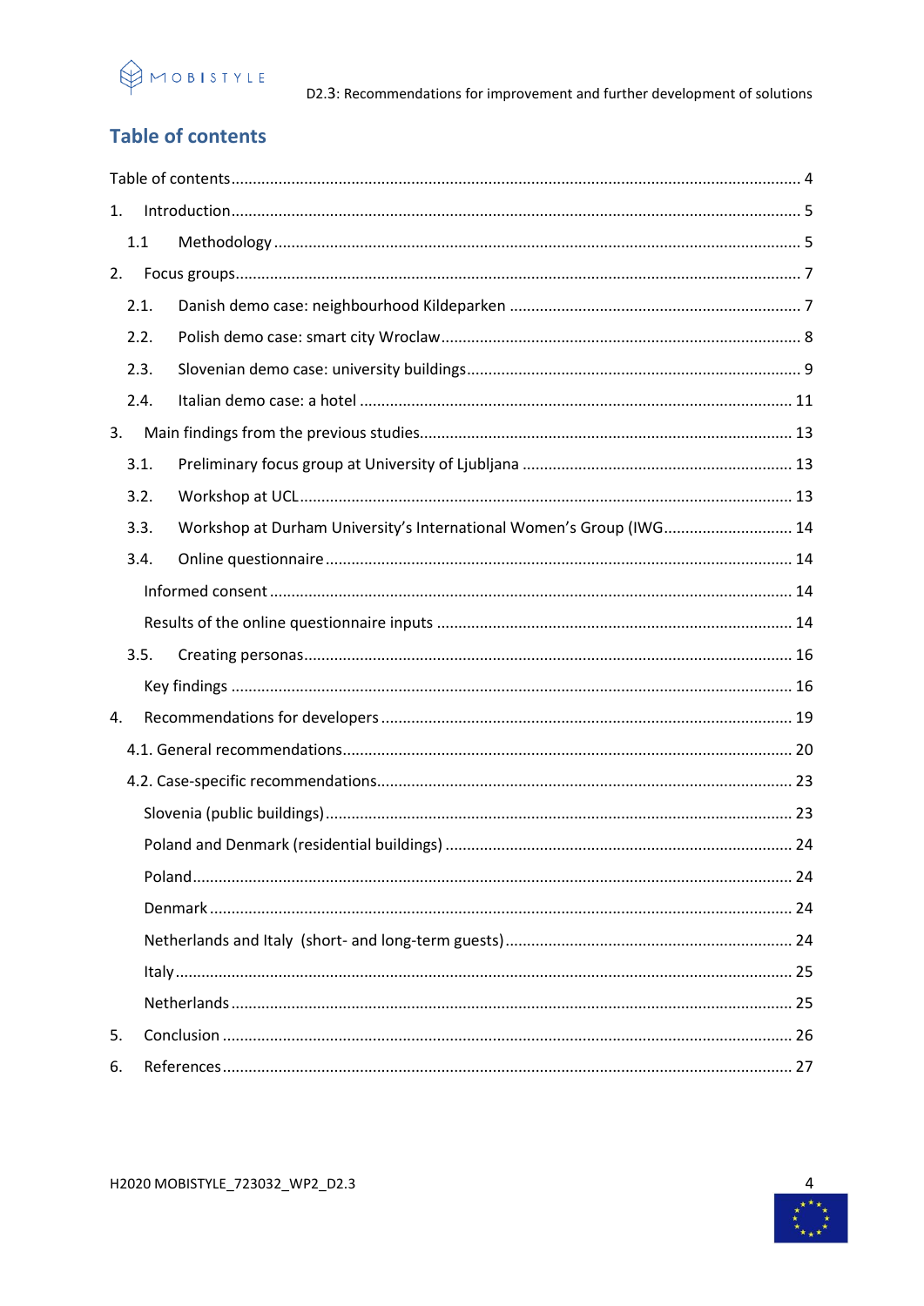## Table of contents

Table of contents ..... 4

1. Introduction ..... 5
   1.1 Methodology ..... 5
2. Focus groups ..... 7
   2.1. Danish demo case: neighbourhood Kildeparken ..... 7
   2.2. Polish demo case: smart city Wroclaw ..... 8
   2.3. Slovenian demo case: university buildings ..... 9
   2.4. Italian demo case: a hotel ..... 11
3. Main findings from the previous studies ..... 13
   3.1. Preliminary focus group at University of Ljubljana ..... 13
   3.2. Workshop at UCL ..... 13
   3.3. Workshop at Durham University's International Women's Group (IWG ..... 14
   3.4. Online questionnaire ..... 14
      Informed consent ..... 14
      Results of the online questionnaire inputs ..... 14
   3.5. Creating personas ..... 16
      Key findings ..... 16
4. Recommendations for developers ..... 19
   4.1. General recommendations ..... 20
   4.2. Case-specific recommendations ..... 23
      Slovenia (public buildings) ..... 23
      Poland and Denmark (residential buildings) ..... 24
      Poland ..... 24
      Denmark ..... 24
      Netherlands and Italy (short- and long-term guests) ..... 24
      Italy ..... 25
      Netherlands ..... 25
5. Conclusion ..... 26
6. References ..... 27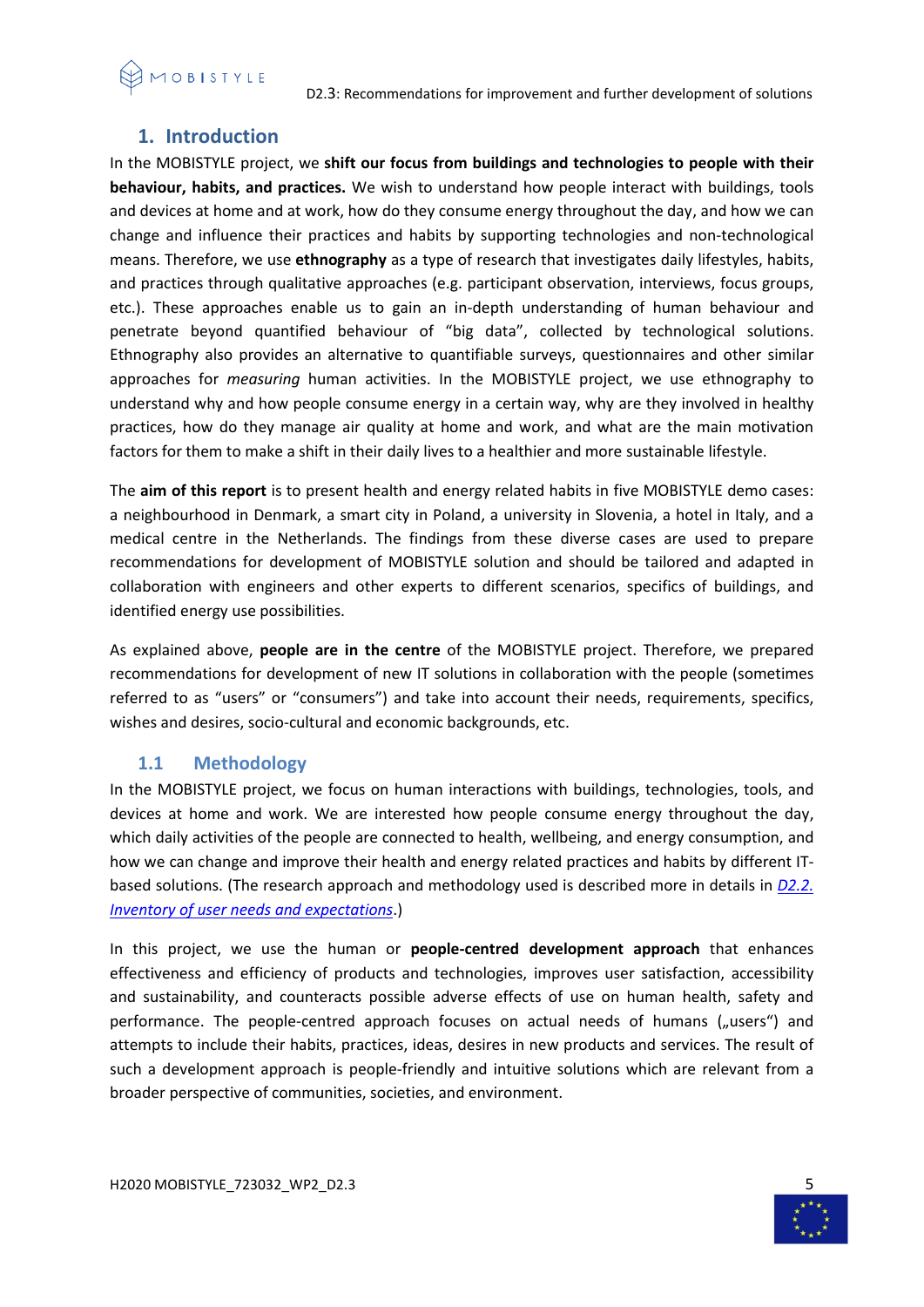# 1. Introduction

In the MOBISTYLE project, we **shift our focus from buildings and technologies to people with their behaviour, habits, and practices.** We wish to understand how people interact with buildings, tools and devices at home and at work, how do they consume energy throughout the day, and how we can change and influence their practices and habits by supporting technologies and non-technological means. Therefore, we use **ethnography** as a type of research that investigates daily lifestyles, habits, and practices through qualitative approaches (e.g. participant observation, interviews, focus groups, etc.). These approaches enable us to gain an in-depth understanding of human behaviour and penetrate beyond quantified behaviour of "big data", collected by technological solutions. Ethnography also provides an alternative to quantifiable surveys, questionnaires and other similar approaches for *measuring* human activities. In the MOBISTYLE project, we use ethnography to understand why and how people consume energy in a certain way, why are they involved in healthy practices, how do they manage air quality at home and work, and what are the main motivation factors for them to make a shift in their daily lives to a healthier and more sustainable lifestyle.

The **aim of this report** is to present health and energy related habits in five MOBISTYLE demo cases: a neighbourhood in Denmark, a smart city in Poland, a university in Slovenia, a hotel in Italy, and a medical centre in the Netherlands. The findings from these diverse cases are used to prepare recommendations for development of MOBISTYLE solution and should be tailored and adapted in collaboration with engineers and other experts to different scenarios, specifics of buildings, and identified energy use possibilities.

As explained above, **people are in the centre** of the MOBISTYLE project. Therefore, we prepared recommendations for development of new IT solutions in collaboration with the people (sometimes referred to as "users" or "consumers") and take into account their needs, requirements, specifics, wishes and desires, socio-cultural and economic backgrounds, etc.

## 1.1 Methodology

In the MOBISTYLE project, we focus on human interactions with buildings, technologies, tools, and devices at home and work. We are interested how people consume energy throughout the day, which daily activities of the people are connected to health, wellbeing, and energy consumption, and how we can change and improve their health and energy related practices and habits by different IT-based solutions. (The research approach and methodology used is described more in details in *D2.2. Inventory of user needs and expectations*.)

In this project, we use the human or **people-centred development approach** that enhances effectiveness and efficiency of products and technologies, improves user satisfaction, accessibility and sustainability, and counteracts possible adverse effects of use on human health, safety and performance. The people-centred approach focuses on actual needs of humans („users") and attempts to include their habits, practices, ideas, desires in new products and services. The result of such a development approach is people-friendly and intuitive solutions which are relevant from a broader perspective of communities, societies, and environment.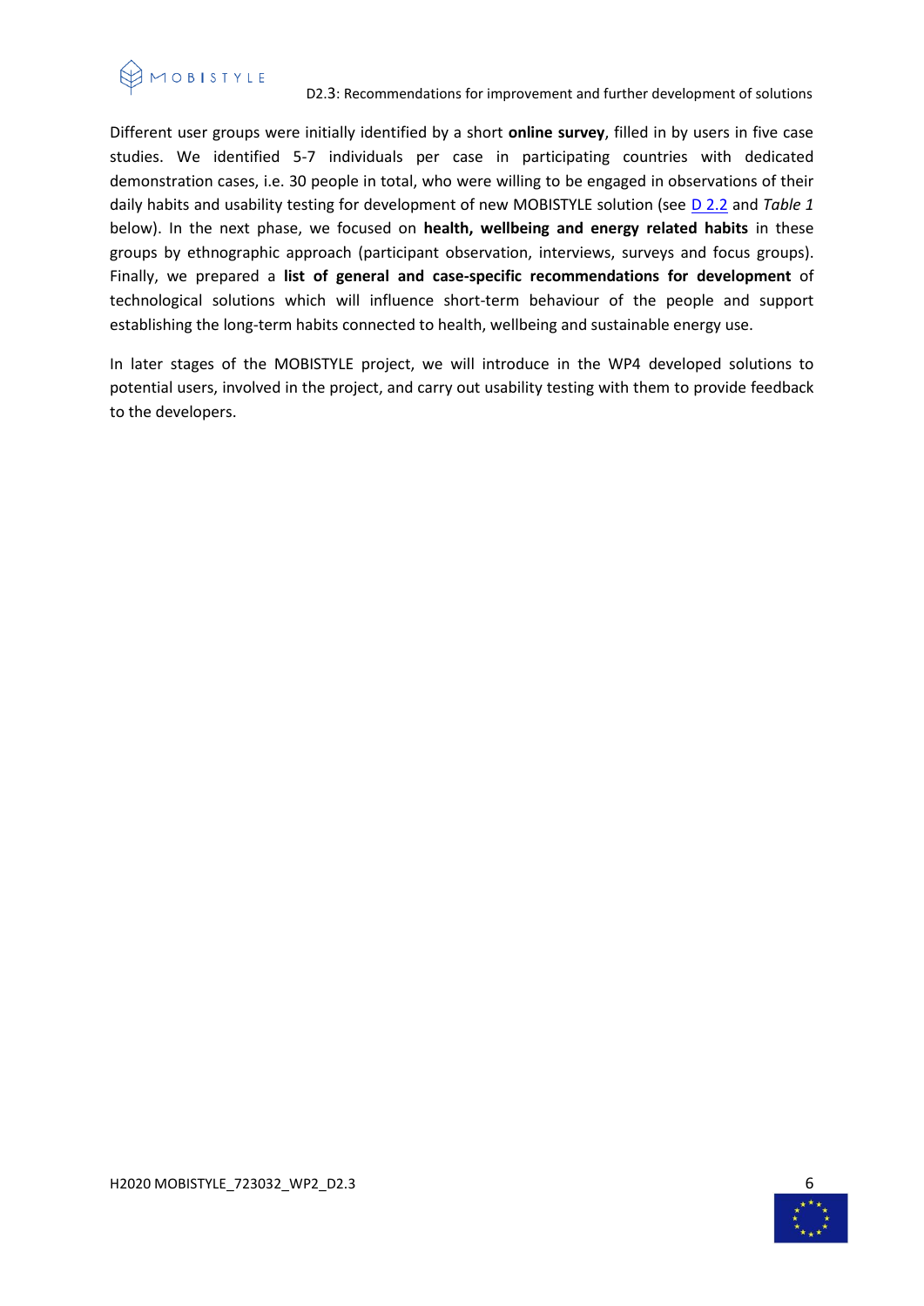Different user groups were initially identified by a short **online survey**, filled in by users in five case studies. We identified 5-7 individuals per case in participating countries with dedicated demonstration cases, i.e. 30 people in total, who were willing to be engaged in observations of their daily habits and usability testing for development of new MOBISTYLE solution (see D 2.2 and *Table 1* below). In the next phase, we focused on **health, wellbeing and energy related habits** in these groups by ethnographic approach (participant observation, interviews, surveys and focus groups). Finally, we prepared a **list of general and case-specific recommendations for development** of technological solutions which will influence short-term behaviour of the people and support establishing the long-term habits connected to health, wellbeing and sustainable energy use.

In later stages of the MOBISTYLE project, we will introduce in the WP4 developed solutions to potential users, involved in the project, and carry out usability testing with them to provide feedback to the developers.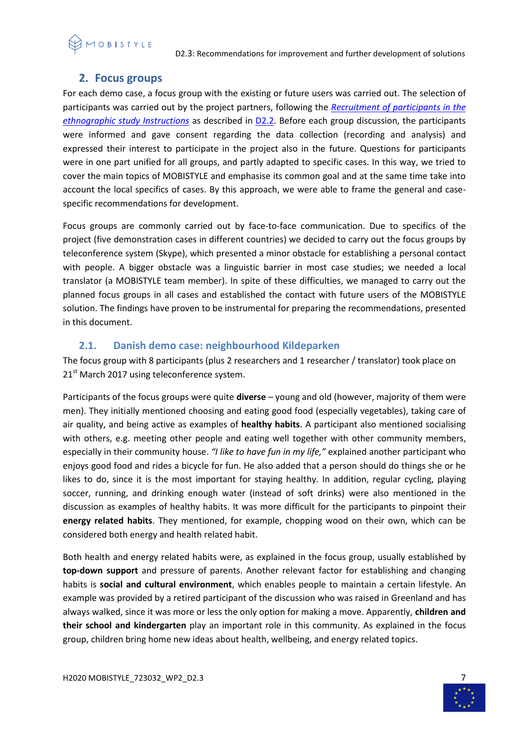## 2. Focus groups

For each demo case, a focus group with the existing or future users was carried out. The selection of participants was carried out by the project partners, following the *Recruitment of participants in the ethnographic study Instructions* as described in D2.2. Before each group discussion, the participants were informed and gave consent regarding the data collection (recording and analysis) and expressed their interest to participate in the project also in the future. Questions for participants were in one part unified for all groups, and partly adapted to specific cases. In this way, we tried to cover the main topics of MOBISTYLE and emphasise its common goal and at the same time take into account the local specifics of cases. By this approach, we were able to frame the general and case-specific recommendations for development.

Focus groups are commonly carried out by face-to-face communication. Due to specifics of the project (five demonstration cases in different countries) we decided to carry out the focus groups by teleconference system (Skype), which presented a minor obstacle for establishing a personal contact with people. A bigger obstacle was a linguistic barrier in most case studies; we needed a local translator (a MOBISTYLE team member). In spite of these difficulties, we managed to carry out the planned focus groups in all cases and established the contact with future users of the MOBISTYLE solution. The findings have proven to be instrumental for preparing the recommendations, presented in this document.

### 2.1. Danish demo case: neighbourhood Kildeparken

The focus group with 8 participants (plus 2 researchers and 1 researcher / translator) took place on 21st March 2017 using teleconference system.

Participants of the focus groups were quite **diverse** – young and old (however, majority of them were men). They initially mentioned choosing and eating good food (especially vegetables), taking care of air quality, and being active as examples of **healthy habits**. A participant also mentioned socialising with others, e.g. meeting other people and eating well together with other community members, especially in their community house. *"I like to have fun in my life,"* explained another participant who enjoys good food and rides a bicycle for fun. He also added that a person should do things she or he likes to do, since it is the most important for staying healthy. In addition, regular cycling, playing soccer, running, and drinking enough water (instead of soft drinks) were also mentioned in the discussion as examples of healthy habits. It was more difficult for the participants to pinpoint their **energy related habits**. They mentioned, for example, chopping wood on their own, which can be considered both energy and health related habit.

Both health and energy related habits were, as explained in the focus group, usually established by **top-down support** and pressure of parents. Another relevant factor for establishing and changing habits is **social and cultural environment**, which enables people to maintain a certain lifestyle. An example was provided by a retired participant of the discussion who was raised in Greenland and has always walked, since it was more or less the only option for making a move. Apparently, **children and their school and kindergarten** play an important role in this community. As explained in the focus group, children bring home new ideas about health, wellbeing, and energy related topics.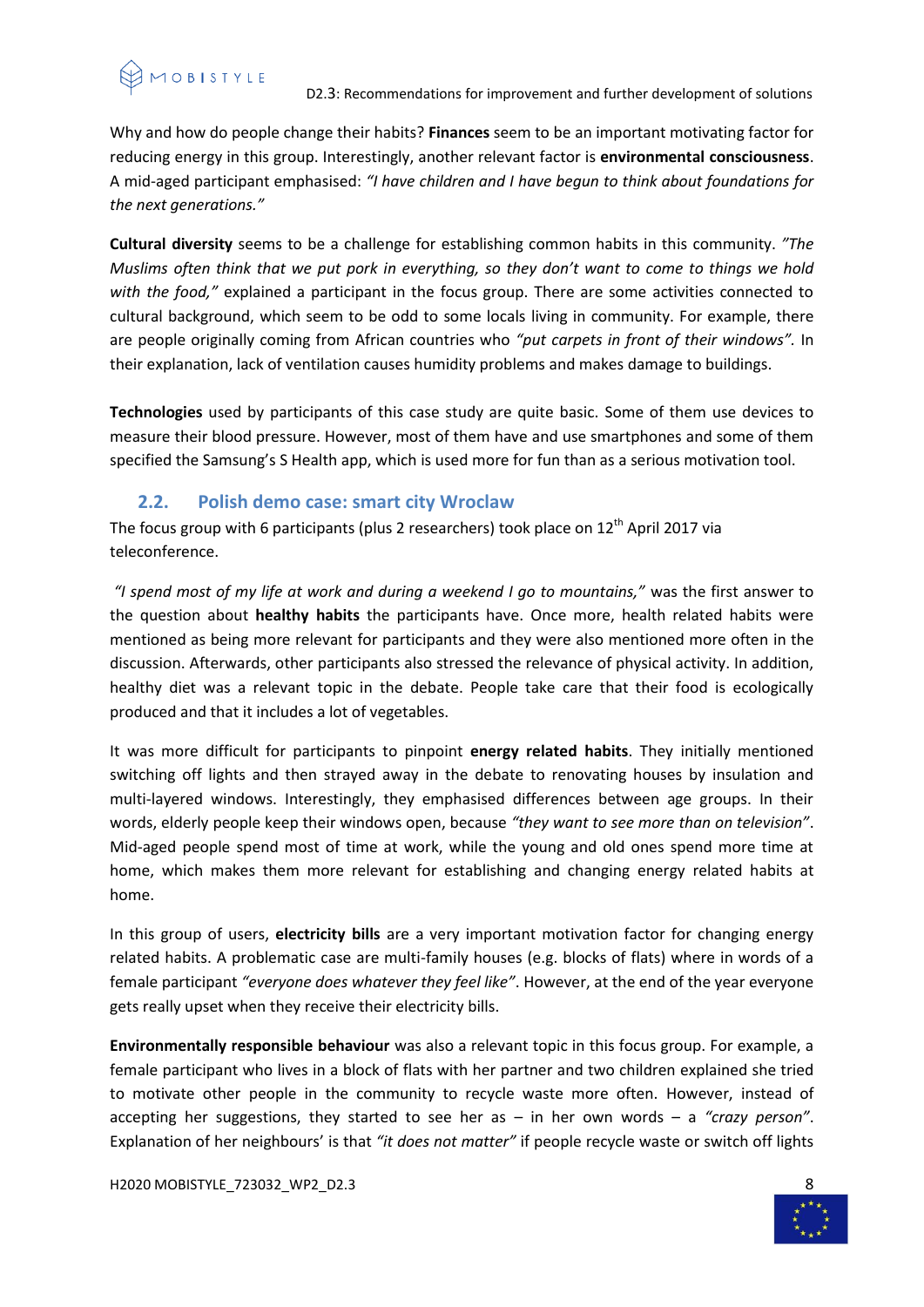Why and how do people change their habits? **Finances** seem to be an important motivating factor for reducing energy in this group. Interestingly, another relevant factor is **environmental consciousness**. A mid-aged participant emphasised: *"I have children and I have begun to think about foundations for the next generations."*

**Cultural diversity** seems to be a challenge for establishing common habits in this community. *"The Muslims often think that we put pork in everything, so they don't want to come to things we hold with the food,"* explained a participant in the focus group. There are some activities connected to cultural background, which seem to be odd to some locals living in community. For example, there are people originally coming from African countries who *"put carpets in front of their windows"*. In their explanation, lack of ventilation causes humidity problems and makes damage to buildings.

**Technologies** used by participants of this case study are quite basic. Some of them use devices to measure their blood pressure. However, most of them have and use smartphones and some of them specified the Samsung's S Health app, which is used more for fun than as a serious motivation tool.

## 2.2. Polish demo case: smart city Wroclaw

The focus group with 6 participants (plus 2 researchers) took place on 12th April 2017 via teleconference.

*"I spend most of my life at work and during a weekend I go to mountains,"* was the first answer to the question about **healthy habits** the participants have. Once more, health related habits were mentioned as being more relevant for participants and they were also mentioned more often in the discussion. Afterwards, other participants also stressed the relevance of physical activity. In addition, healthy diet was a relevant topic in the debate. People take care that their food is ecologically produced and that it includes a lot of vegetables.

It was more difficult for participants to pinpoint **energy related habits**. They initially mentioned switching off lights and then strayed away in the debate to renovating houses by insulation and multi-layered windows. Interestingly, they emphasised differences between age groups. In their words, elderly people keep their windows open, because *"they want to see more than on television"*. Mid-aged people spend most of time at work, while the young and old ones spend more time at home, which makes them more relevant for establishing and changing energy related habits at home.

In this group of users, **electricity bills** are a very important motivation factor for changing energy related habits. A problematic case are multi-family houses (e.g. blocks of flats) where in words of a female participant *"everyone does whatever they feel like"*. However, at the end of the year everyone gets really upset when they receive their electricity bills.

**Environmentally responsible behaviour** was also a relevant topic in this focus group. For example, a female participant who lives in a block of flats with her partner and two children explained she tried to motivate other people in the community to recycle waste more often. However, instead of accepting her suggestions, they started to see her as – in her own words – a *"crazy person"*. Explanation of her neighbours' is that *"it does not matter"* if people recycle waste or switch off lights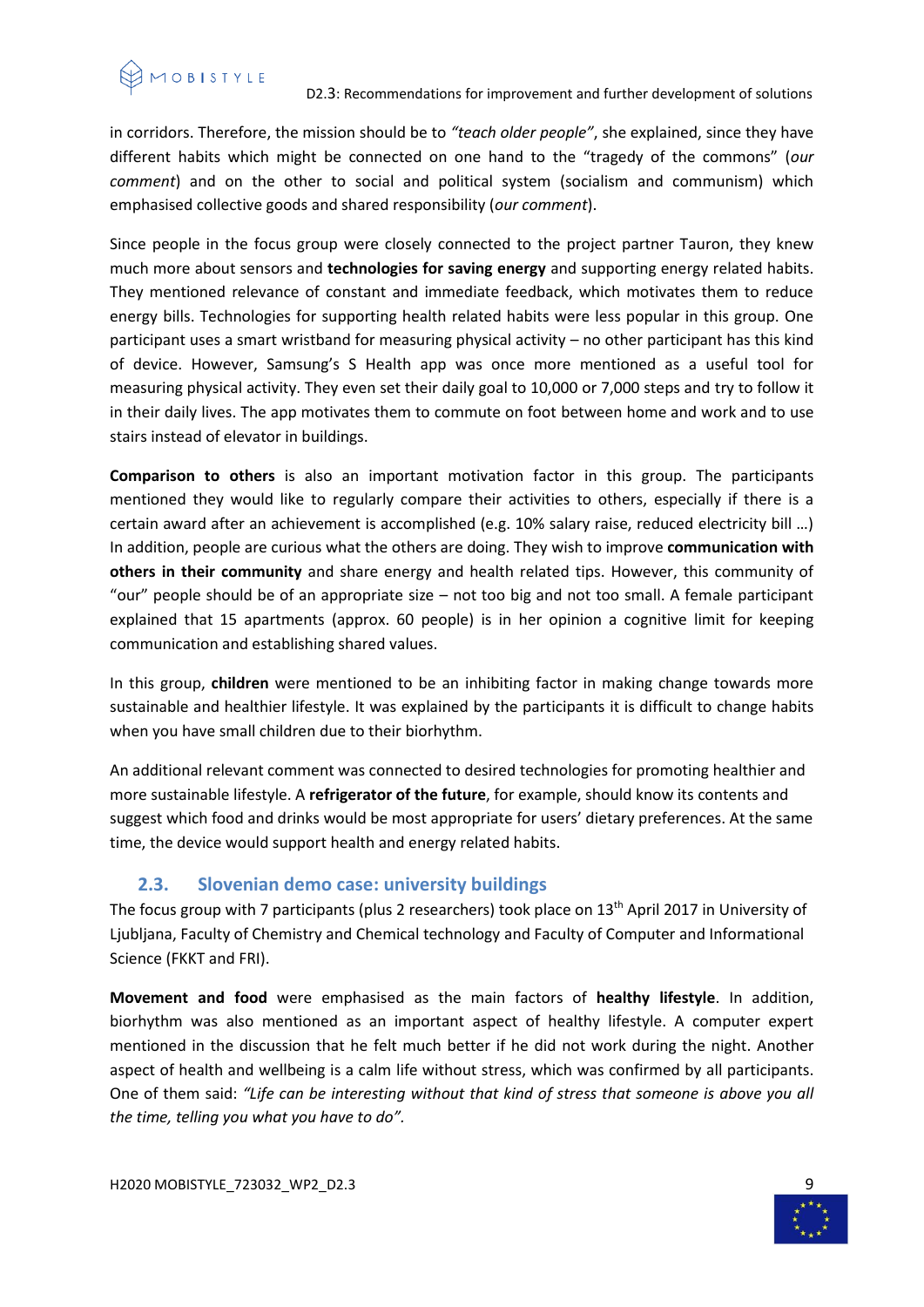in corridors. Therefore, the mission should be to *"teach older people"*, she explained, since they have different habits which might be connected on one hand to the "tragedy of the commons" (*our comment*) and on the other to social and political system (socialism and communism) which emphasised collective goods and shared responsibility (*our comment*).

Since people in the focus group were closely connected to the project partner Tauron, they knew much more about sensors and **technologies for saving energy** and supporting energy related habits. They mentioned relevance of constant and immediate feedback, which motivates them to reduce energy bills. Technologies for supporting health related habits were less popular in this group. One participant uses a smart wristband for measuring physical activity – no other participant has this kind of device. However, Samsung's S Health app was once more mentioned as a useful tool for measuring physical activity. They even set their daily goal to 10,000 or 7,000 steps and try to follow it in their daily lives. The app motivates them to commute on foot between home and work and to use stairs instead of elevator in buildings.

**Comparison to others** is also an important motivation factor in this group. The participants mentioned they would like to regularly compare their activities to others, especially if there is a certain award after an achievement is accomplished (e.g. 10% salary raise, reduced electricity bill …) In addition, people are curious what the others are doing. They wish to improve **communication with others in their community** and share energy and health related tips. However, this community of "our" people should be of an appropriate size – not too big and not too small. A female participant explained that 15 apartments (approx. 60 people) is in her opinion a cognitive limit for keeping communication and establishing shared values.

In this group, **children** were mentioned to be an inhibiting factor in making change towards more sustainable and healthier lifestyle. It was explained by the participants it is difficult to change habits when you have small children due to their biorhythm.

An additional relevant comment was connected to desired technologies for promoting healthier and more sustainable lifestyle. A **refrigerator of the future**, for example, should know its contents and suggest which food and drinks would be most appropriate for users' dietary preferences. At the same time, the device would support health and energy related habits.

## 2.3. Slovenian demo case: university buildings

The focus group with 7 participants (plus 2 researchers) took place on 13th April 2017 in University of Ljubljana, Faculty of Chemistry and Chemical technology and Faculty of Computer and Informational Science (FKKT and FRI).

**Movement and food** were emphasised as the main factors of **healthy lifestyle**. In addition, biorhythm was also mentioned as an important aspect of healthy lifestyle. A computer expert mentioned in the discussion that he felt much better if he did not work during the night. Another aspect of health and wellbeing is a calm life without stress, which was confirmed by all participants. One of them said: *"Life can be interesting without that kind of stress that someone is above you all the time, telling you what you have to do".*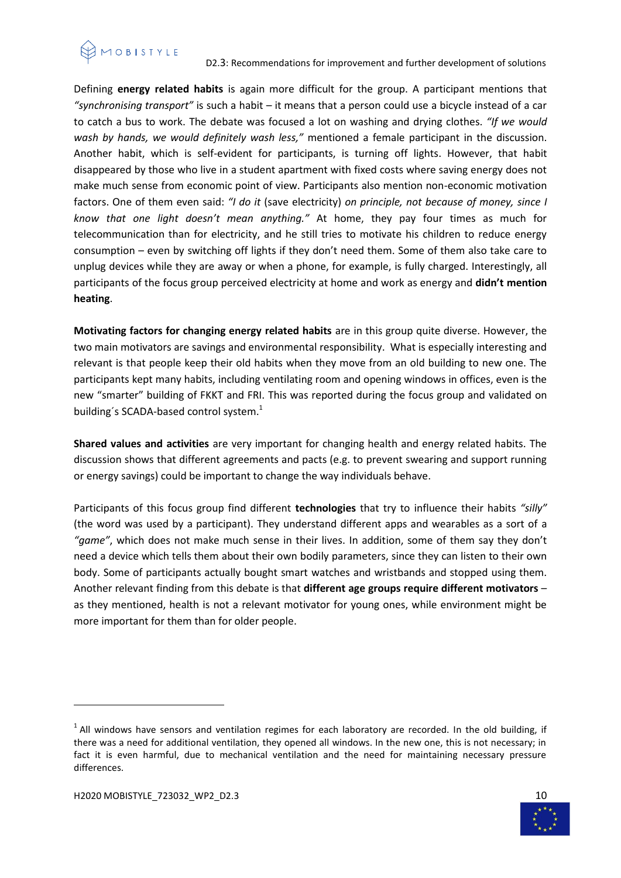Defining **energy related habits** is again more difficult for the group. A participant mentions that *"synchronising transport"* is such a habit – it means that a person could use a bicycle instead of a car to catch a bus to work. The debate was focused a lot on washing and drying clothes. *"If we would wash by hands, we would definitely wash less,"* mentioned a female participant in the discussion. Another habit, which is self-evident for participants, is turning off lights. However, that habit disappeared by those who live in a student apartment with fixed costs where saving energy does not make much sense from economic point of view. Participants also mention non-economic motivation factors. One of them even said: *"I do it* (save electricity) *on principle, not because of money, since I know that one light doesn't mean anything."* At home, they pay four times as much for telecommunication than for electricity, and he still tries to motivate his children to reduce energy consumption – even by switching off lights if they don't need them. Some of them also take care to unplug devices while they are away or when a phone, for example, is fully charged. Interestingly, all participants of the focus group perceived electricity at home and work as energy and **didn't mention heating**.

**Motivating factors for changing energy related habits** are in this group quite diverse. However, the two main motivators are savings and environmental responsibility. What is especially interesting and relevant is that people keep their old habits when they move from an old building to new one. The participants kept many habits, including ventilating room and opening windows in offices, even is the new "smarter" building of FKKT and FRI. This was reported during the focus group and validated on building´s SCADA-based control system.[1]

**Shared values and activities** are very important for changing health and energy related habits. The discussion shows that different agreements and pacts (e.g. to prevent swearing and support running or energy savings) could be important to change the way individuals behave.

Participants of this focus group find different **technologies** that try to influence their habits *"silly"* (the word was used by a participant). They understand different apps and wearables as a sort of a *"game"*, which does not make much sense in their lives. In addition, some of them say they don't need a device which tells them about their own bodily parameters, since they can listen to their own body. Some of participants actually bought smart watches and wristbands and stopped using them. Another relevant finding from this debate is that **different age groups require different motivators** – as they mentioned, health is not a relevant motivator for young ones, while environment might be more important for them than for older people.

[1] All windows have sensors and ventilation regimes for each laboratory are recorded. In the old building, if there was a need for additional ventilation, they opened all windows. In the new one, this is not necessary; in fact it is even harmful, due to mechanical ventilation and the need for maintaining necessary pressure differences.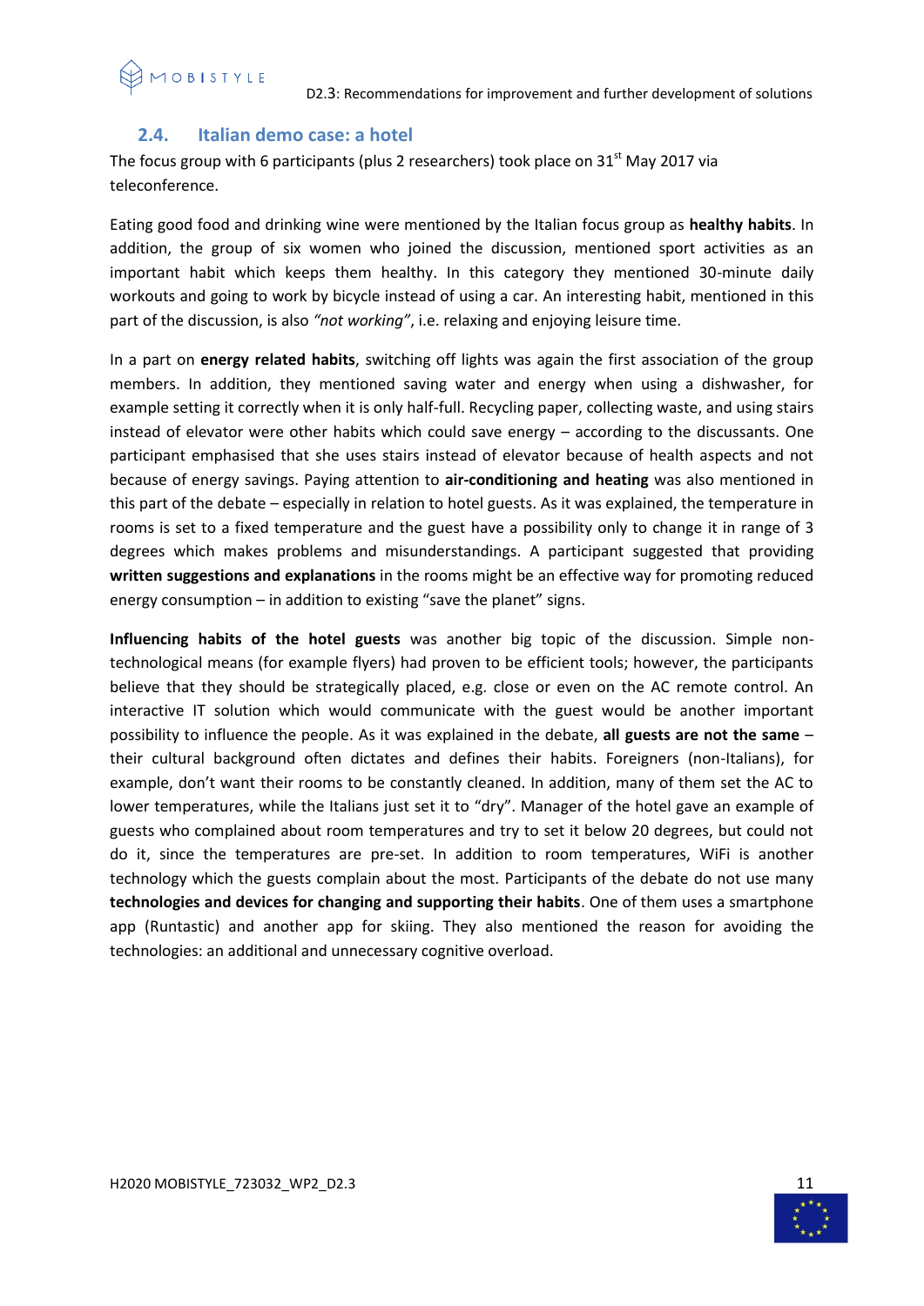## 2.4. Italian demo case: a hotel

The focus group with 6 participants (plus 2 researchers) took place on 31st May 2017 via teleconference.

Eating good food and drinking wine were mentioned by the Italian focus group as **healthy habits**. In addition, the group of six women who joined the discussion, mentioned sport activities as an important habit which keeps them healthy. In this category they mentioned 30-minute daily workouts and going to work by bicycle instead of using a car. An interesting habit, mentioned in this part of the discussion, is also *"not working"*, i.e. relaxing and enjoying leisure time.

In a part on **energy related habits**, switching off lights was again the first association of the group members. In addition, they mentioned saving water and energy when using a dishwasher, for example setting it correctly when it is only half-full. Recycling paper, collecting waste, and using stairs instead of elevator were other habits which could save energy – according to the discussants. One participant emphasised that she uses stairs instead of elevator because of health aspects and not because of energy savings. Paying attention to **air-conditioning and heating** was also mentioned in this part of the debate – especially in relation to hotel guests. As it was explained, the temperature in rooms is set to a fixed temperature and the guest have a possibility only to change it in range of 3 degrees which makes problems and misunderstandings. A participant suggested that providing **written suggestions and explanations** in the rooms might be an effective way for promoting reduced energy consumption – in addition to existing "save the planet" signs.

**Influencing habits of the hotel guests** was another big topic of the discussion. Simple non-technological means (for example flyers) had proven to be efficient tools; however, the participants believe that they should be strategically placed, e.g. close or even on the AC remote control. An interactive IT solution which would communicate with the guest would be another important possibility to influence the people. As it was explained in the debate, **all guests are not the same** – their cultural background often dictates and defines their habits. Foreigners (non-Italians), for example, don't want their rooms to be constantly cleaned. In addition, many of them set the AC to lower temperatures, while the Italians just set it to "dry". Manager of the hotel gave an example of guests who complained about room temperatures and try to set it below 20 degrees, but could not do it, since the temperatures are pre-set. In addition to room temperatures, WiFi is another technology which the guests complain about the most. Participants of the debate do not use many **technologies and devices for changing and supporting their habits**. One of them uses a smartphone app (Runtastic) and another app for skiing. They also mentioned the reason for avoiding the technologies: an additional and unnecessary cognitive overload.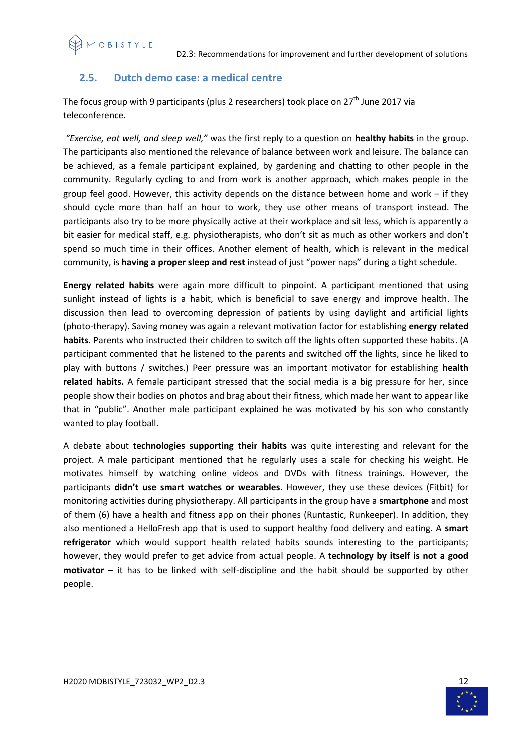## 2.5. Dutch demo case: a medical centre

The focus group with 9 participants (plus 2 researchers) took place on 27th June 2017 via teleconference.

*"Exercise, eat well, and sleep well,"* was the first reply to a question on **healthy habits** in the group. The participants also mentioned the relevance of balance between work and leisure. The balance can be achieved, as a female participant explained, by gardening and chatting to other people in the community. Regularly cycling to and from work is another approach, which makes people in the group feel good. However, this activity depends on the distance between home and work – if they should cycle more than half an hour to work, they use other means of transport instead. The participants also try to be more physically active at their workplace and sit less, which is apparently a bit easier for medical staff, e.g. physiotherapists, who don't sit as much as other workers and don't spend so much time in their offices. Another element of health, which is relevant in the medical community, is **having a proper sleep and rest** instead of just "power naps" during a tight schedule.

**Energy related habits** were again more difficult to pinpoint. A participant mentioned that using sunlight instead of lights is a habit, which is beneficial to save energy and improve health. The discussion then lead to overcoming depression of patients by using daylight and artificial lights (photo-therapy). Saving money was again a relevant motivation factor for establishing **energy related habits**. Parents who instructed their children to switch off the lights often supported these habits. (A participant commented that he listened to the parents and switched off the lights, since he liked to play with buttons / switches.) Peer pressure was an important motivator for establishing **health related habits.** A female participant stressed that the social media is a big pressure for her, since people show their bodies on photos and brag about their fitness, which made her want to appear like that in "public". Another male participant explained he was motivated by his son who constantly wanted to play football.

A debate about **technologies supporting their habits** was quite interesting and relevant for the project. A male participant mentioned that he regularly uses a scale for checking his weight. He motivates himself by watching online videos and DVDs with fitness trainings. However, the participants **didn't use smart watches or wearables**. However, they use these devices (Fitbit) for monitoring activities during physiotherapy. All participants in the group have a **smartphone** and most of them (6) have a health and fitness app on their phones (Runtastic, Runkeeper). In addition, they also mentioned a HelloFresh app that is used to support healthy food delivery and eating. A **smart refrigerator** which would support health related habits sounds interesting to the participants; however, they would prefer to get advice from actual people. A **technology by itself is not a good motivator** – it has to be linked with self-discipline and the habit should be supported by other people.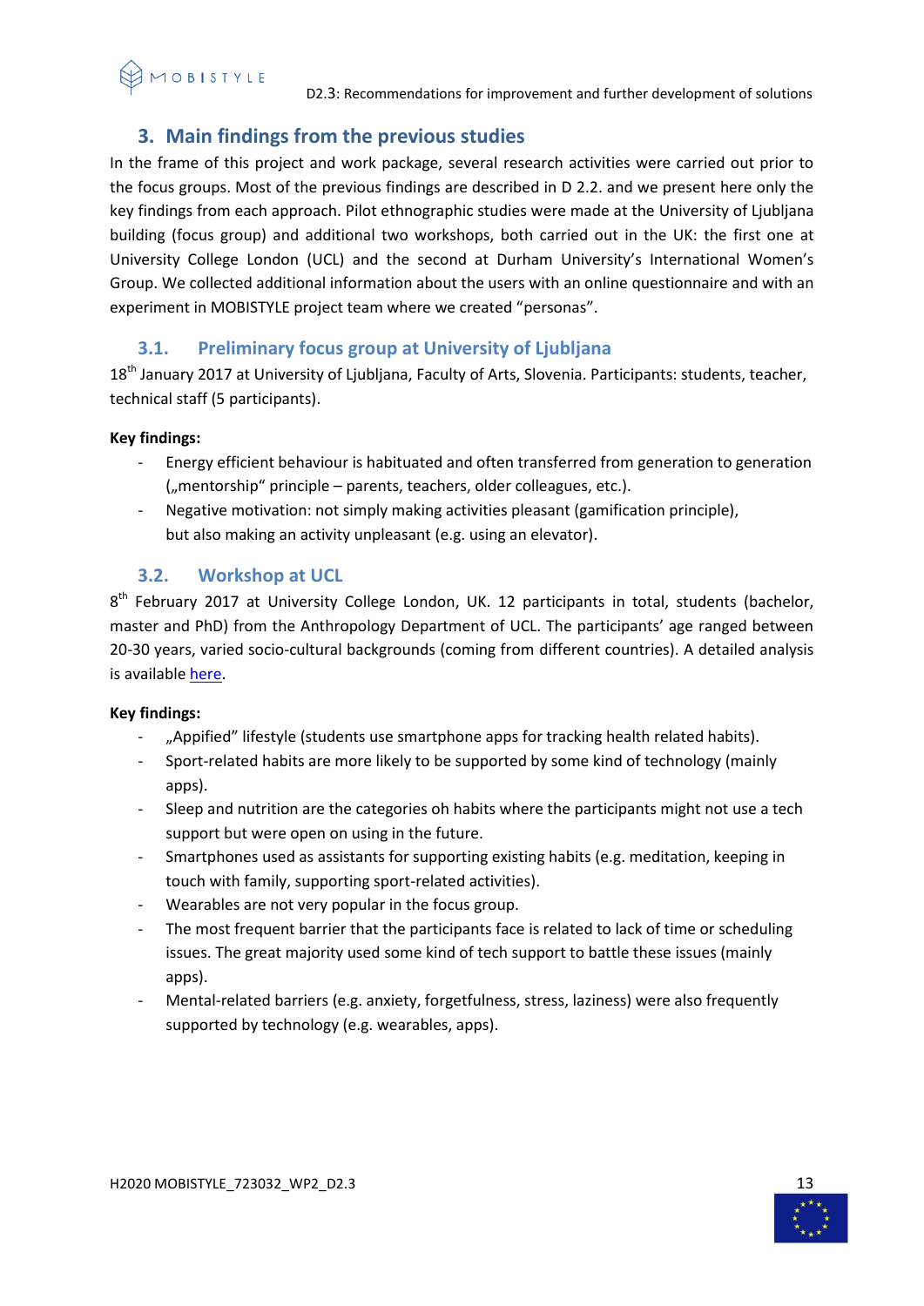## 3. Main findings from the previous studies

In the frame of this project and work package, several research activities were carried out prior to the focus groups. Most of the previous findings are described in D 2.2. and we present here only the key findings from each approach. Pilot ethnographic studies were made at the University of Ljubljana building (focus group) and additional two workshops, both carried out in the UK: the first one at University College London (UCL) and the second at Durham University's International Women's Group. We collected additional information about the users with an online questionnaire and with an experiment in MOBISTYLE project team where we created "personas".

### 3.1. Preliminary focus group at University of Ljubljana

18th January 2017 at University of Ljubljana, Faculty of Arts, Slovenia. Participants: students, teacher, technical staff (5 participants).

**Key findings:**

- Energy efficient behaviour is habituated and often transferred from generation to generation („mentorship" principle – parents, teachers, older colleagues, etc.).
- Negative motivation: not simply making activities pleasant (gamification principle), but also making an activity unpleasant (e.g. using an elevator).

### 3.2. Workshop at UCL

8th February 2017 at University College London, UK. 12 participants in total, students (bachelor, master and PhD) from the Anthropology Department of UCL. The participants' age ranged between 20-30 years, varied socio-cultural backgrounds (coming from different countries). A detailed analysis is available here.

**Key findings:**

- „Appified" lifestyle (students use smartphone apps for tracking health related habits).
- Sport-related habits are more likely to be supported by some kind of technology (mainly apps).
- Sleep and nutrition are the categories oh habits where the participants might not use a tech support but were open on using in the future.
- Smartphones used as assistants for supporting existing habits (e.g. meditation, keeping in touch with family, supporting sport-related activities).
- Wearables are not very popular in the focus group.
- The most frequent barrier that the participants face is related to lack of time or scheduling issues. The great majority used some kind of tech support to battle these issues (mainly apps).
- Mental-related barriers (e.g. anxiety, forgetfulness, stress, laziness) were also frequently supported by technology (e.g. wearables, apps).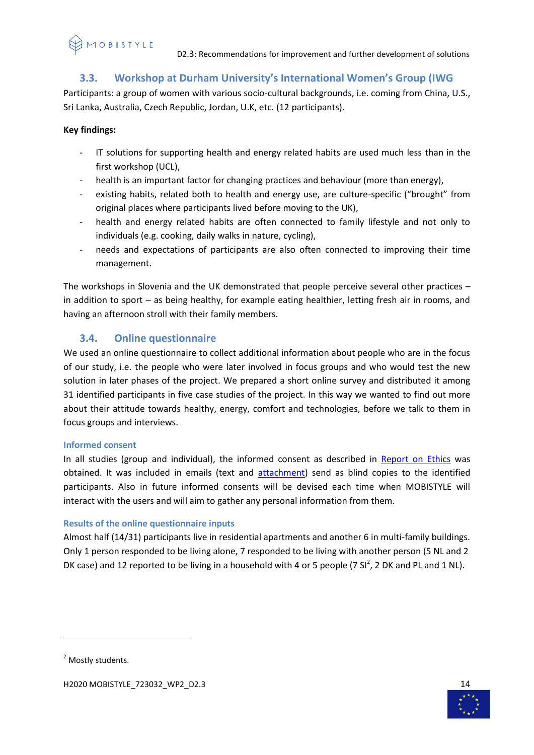## 3.3. Workshop at Durham University's International Women's Group (IWG

Participants: a group of women with various socio-cultural backgrounds, i.e. coming from China, U.S., Sri Lanka, Australia, Czech Republic, Jordan, U.K, etc. (12 participants).

**Key findings:**

- IT solutions for supporting health and energy related habits are used much less than in the first workshop (UCL),
- health is an important factor for changing practices and behaviour (more than energy),
- existing habits, related both to health and energy use, are culture-specific ("brought" from original places where participants lived before moving to the UK),
- health and energy related habits are often connected to family lifestyle and not only to individuals (e.g. cooking, daily walks in nature, cycling),
- needs and expectations of participants are also often connected to improving their time management.

The workshops in Slovenia and the UK demonstrated that people perceive several other practices – in addition to sport – as being healthy, for example eating healthier, letting fresh air in rooms, and having an afternoon stroll with their family members.

## 3.4. Online questionnaire

We used an online questionnaire to collect additional information about people who are in the focus of our study, i.e. the people who were later involved in focus groups and who would test the new solution in later phases of the project. We prepared a short online survey and distributed it among 31 identified participants in five case studies of the project. In this way we wanted to find out more about their attitude towards healthy, energy, comfort and technologies, before we talk to them in focus groups and interviews.

### Informed consent

In all studies (group and individual), the informed consent as described in Report on Ethics was obtained. It was included in emails (text and attachment) send as blind copies to the identified participants. Also in future informed consents will be devised each time when MOBISTYLE will interact with the users and will aim to gather any personal information from them.

### Results of the online questionnaire inputs

Almost half (14/31) participants live in residential apartments and another 6 in multi-family buildings. Only 1 person responded to be living alone, 7 responded to be living with another person (5 NL and 2 DK case) and 12 reported to be living in a household with 4 or 5 people (7 SI[2], 2 DK and PL and 1 NL).

[2] Mostly students.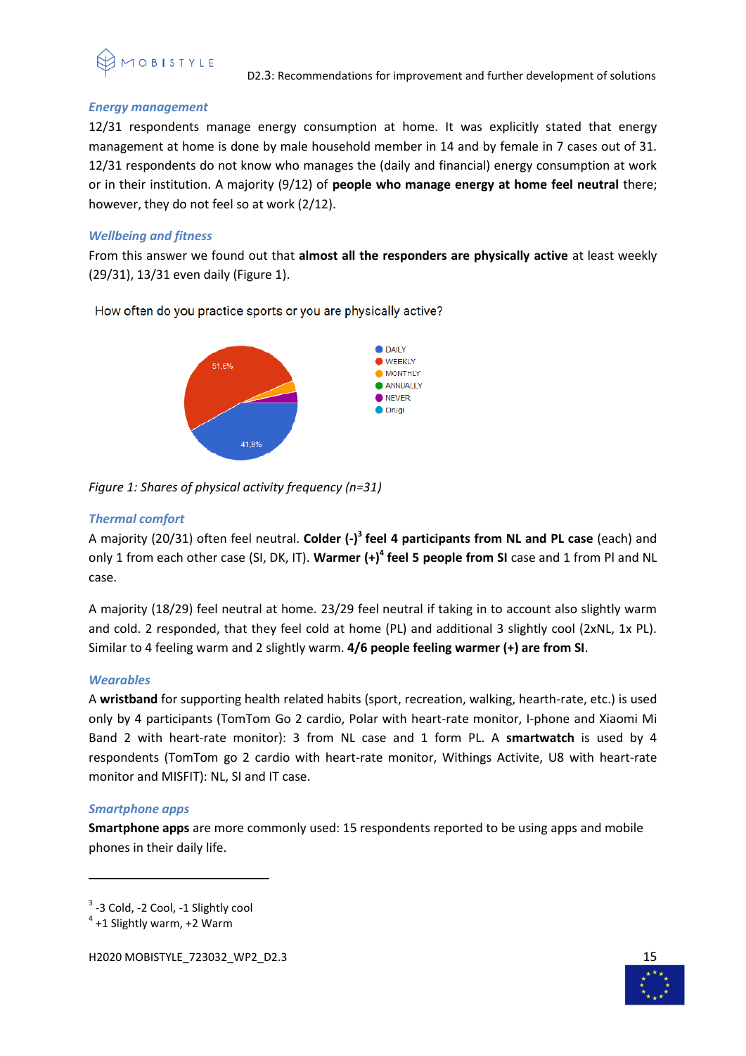### *Energy management*

12/31 respondents manage energy consumption at home. It was explicitly stated that energy management at home is done by male household member in 14 and by female in 7 cases out of 31. 12/31 respondents do not know who manages the (daily and financial) energy consumption at work or in their institution. A majority (9/12) of **people who manage energy at home feel neutral** there; however, they do not feel so at work (2/12).

### *Wellbeing and fitness*

From this answer we found out that **almost all the responders are physically active** at least weekly (29/31), 13/31 even daily (Figure 1).

How often do you practice sports or you are physically active?

*Figure 1: Shares of physical activity frequency (n=31)*

### *Thermal comfort*

A majority (20/31) often feel neutral. **Colder (-)**[3] **feel 4 participants from NL and PL case** (each) and only 1 from each other case (SI, DK, IT). **Warmer (+)**[4] **feel 5 people from SI** case and 1 from Pl and NL case.

A majority (18/29) feel neutral at home. 23/29 feel neutral if taking in to account also slightly warm and cold. 2 responded, that they feel cold at home (PL) and additional 3 slightly cool (2xNL, 1x PL). Similar to 4 feeling warm and 2 slightly warm. **4/6 people feeling warmer (+) are from SI**.

### *Wearables*

A **wristband** for supporting health related habits (sport, recreation, walking, hearth-rate, etc.) is used only by 4 participants (TomTom Go 2 cardio, Polar with heart-rate monitor, I-phone and Xiaomi Mi Band 2 with heart-rate monitor): 3 from NL case and 1 form PL. A **smartwatch** is used by 4 respondents (TomTom go 2 cardio with heart-rate monitor, Withings Activite, U8 with heart-rate monitor and MISFIT): NL, SI and IT case.

### *Smartphone apps*

**Smartphone apps** are more commonly used: 15 respondents reported to be using apps and mobile phones in their daily life.

---

[3] -3 Cold, -2 Cool, -1 Slightly cool

[4] +1 Slightly warm, +2 Warm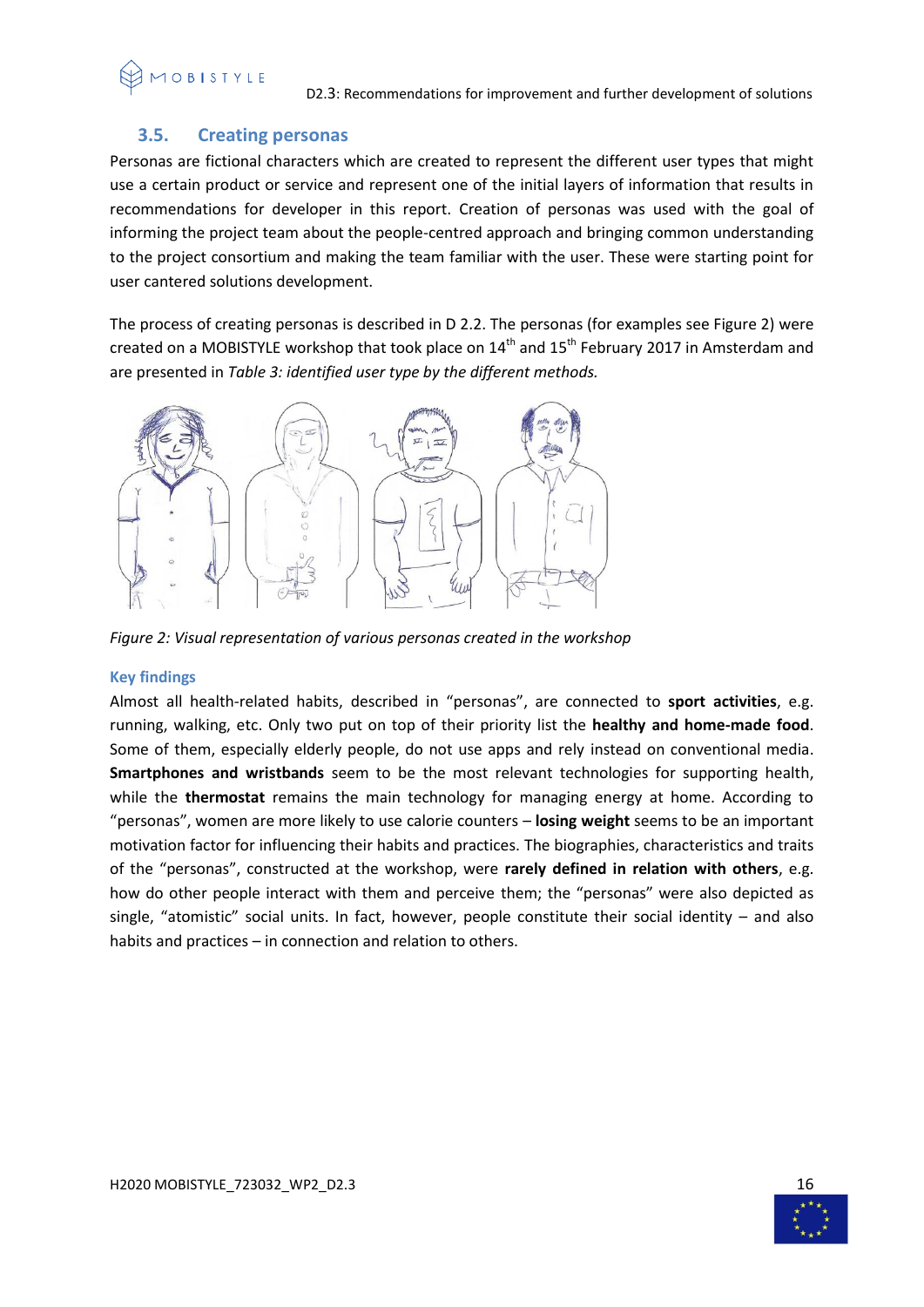## 3.5. Creating personas

Personas are fictional characters which are created to represent the different user types that might use a certain product or service and represent one of the initial layers of information that results in recommendations for developer in this report. Creation of personas was used with the goal of informing the project team about the people-centred approach and bringing common understanding to the project consortium and making the team familiar with the user. These were starting point for user cantered solutions development.

The process of creating personas is described in D 2.2. The personas (for examples see Figure 2) were created on a MOBISTYLE workshop that took place on 14th and 15th February 2017 in Amsterdam and are presented in *Table 3: identified user type by the different methods.*

*Figure 2: Visual representation of various personas created in the workshop*

### Key findings

Almost all health-related habits, described in "personas", are connected to **sport activities**, e.g. running, walking, etc. Only two put on top of their priority list the **healthy and home-made food**. Some of them, especially elderly people, do not use apps and rely instead on conventional media. **Smartphones and wristbands** seem to be the most relevant technologies for supporting health, while the **thermostat** remains the main technology for managing energy at home. According to "personas", women are more likely to use calorie counters – **losing weight** seems to be an important motivation factor for influencing their habits and practices. The biographies, characteristics and traits of the "personas", constructed at the workshop, were **rarely defined in relation with others**, e.g. how do other people interact with them and perceive them; the "personas" were also depicted as single, "atomistic" social units. In fact, however, people constitute their social identity – and also habits and practices – in connection and relation to others.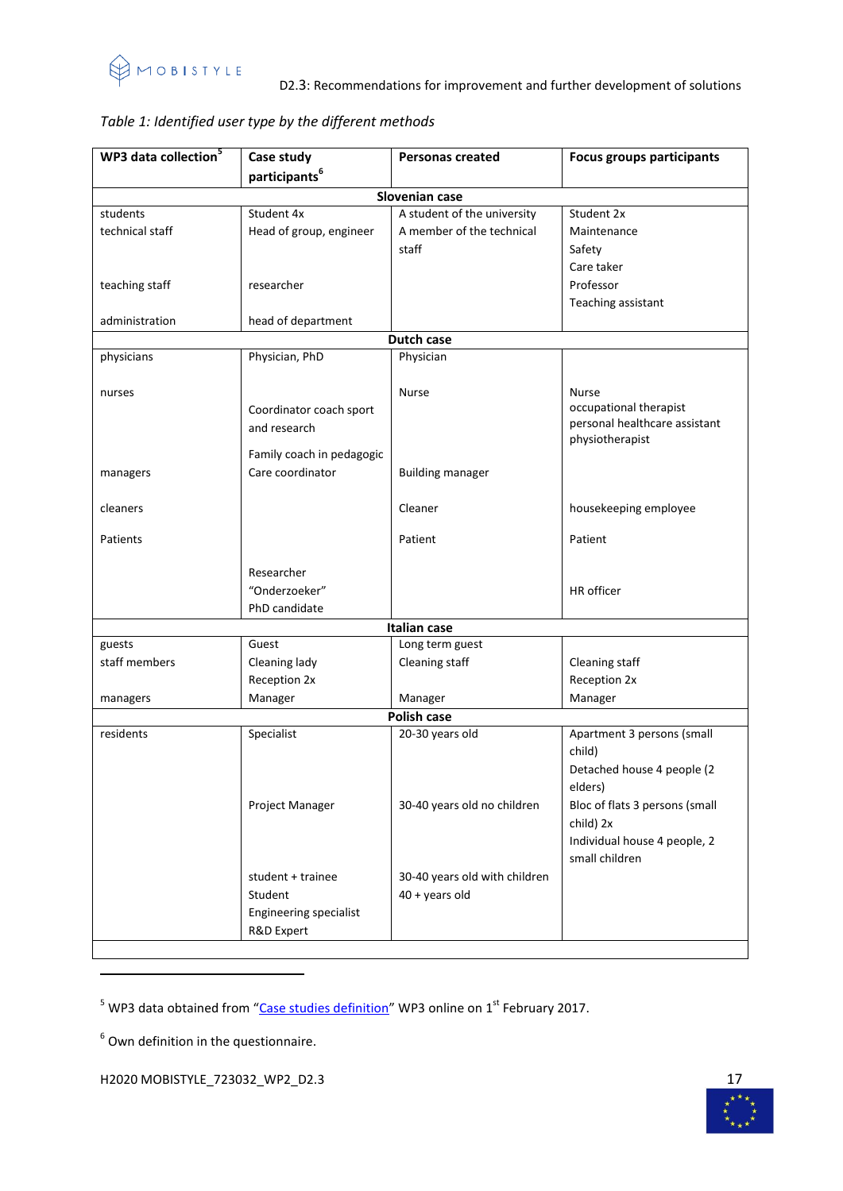*Table 1: Identified user type by the different methods*

| WP3 data collection[5] | Case study participants[6] | Personas created | Focus groups participants |
|---|---|---|---|
| **Slovenian case** | | | |
| students | Student 4x | A student of the university | Student 2x |
| technical staff | Head of group, engineer | A member of the technical staff | Maintenance<br>Safety<br>Care taker |
| teaching staff | researcher | | Professor<br>Teaching assistant |
| administration | head of department | | |
| **Dutch case** | | | |
| physicians | Physician, PhD | Physician | |
| nurses | Coordinator coach sport and research | Nurse | Nurse<br>occupational therapist<br>personal healthcare assistant<br>physiotherapist |
| managers | Family coach in pedagogic<br>Care coordinator | Building manager | |
| cleaners | | Cleaner | housekeeping employee |
| Patients | | Patient | Patient |
| | Researcher<br>"Onderzoeker"<br>PhD candidate | | HR officer |
| **Italian case** | | | |
| guests | Guest | Long term guest | |
| staff members | Cleaning lady<br>Reception 2x | Cleaning staff | Cleaning staff<br>Reception 2x |
| managers | Manager | Manager | Manager |
| **Polish case** | | | |
| residents | Specialist | 20-30 years old | Apartment 3 persons (small child)<br>Detached house 4 people (2 elders) |
| | Project Manager | 30-40 years old no children | Bloc of flats 3 persons (small child) 2x<br>Individual house 4 people, 2 small children |
| | student + trainee<br>Student<br>Engineering specialist<br>R&D Expert | 30-40 years old with children<br>40 + years old | |

[5] WP3 data obtained from "Case studies definition" WP3 online on 1st February 2017.

[6] Own definition in the questionnaire.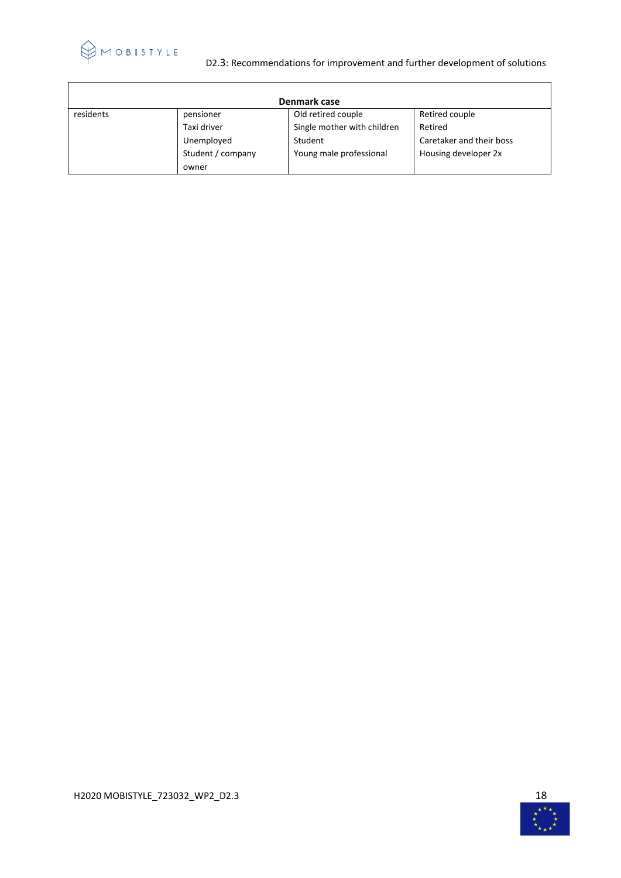| Denmark case | | | |
|---|---|---|---|
| residents | pensioner<br>Taxi driver<br>Unemployed<br>Student / company owner | Old retired couple<br>Single mother with children<br>Student<br>Young male professional | Retired couple<br>Retired<br>Caretaker and their boss<br>Housing developer 2x |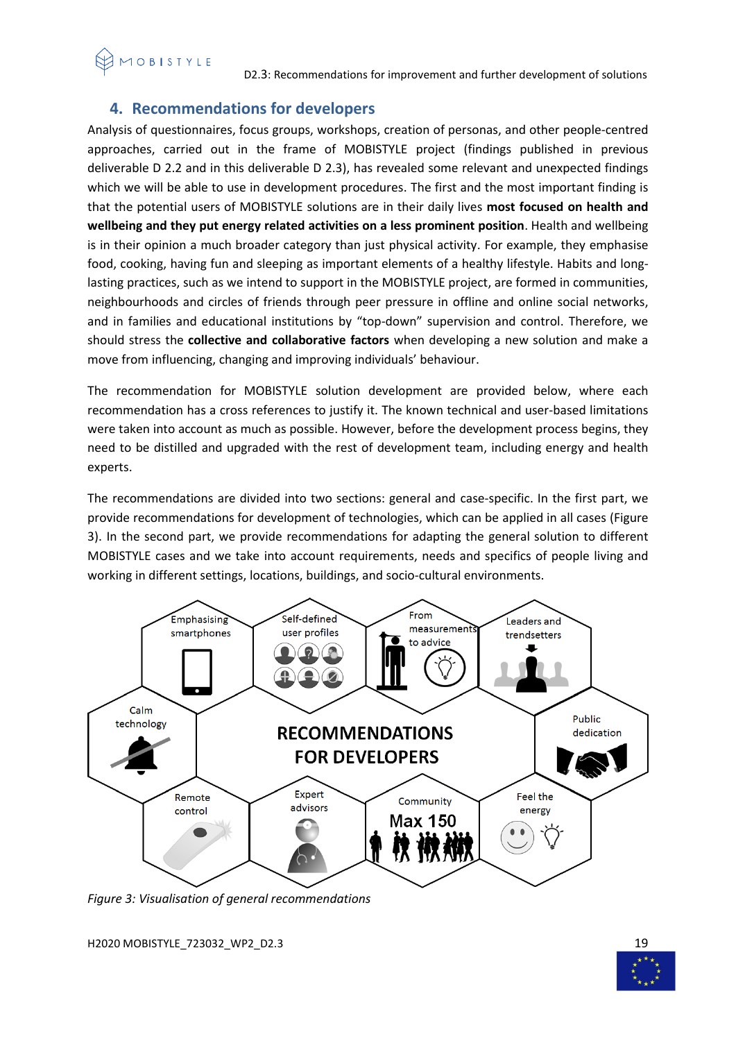## 4. Recommendations for developers

Analysis of questionnaires, focus groups, workshops, creation of personas, and other people-centred approaches, carried out in the frame of MOBISTYLE project (findings published in previous deliverable D 2.2 and in this deliverable D 2.3), has revealed some relevant and unexpected findings which we will be able to use in development procedures. The first and the most important finding is that the potential users of MOBISTYLE solutions are in their daily lives **most focused on health and wellbeing and they put energy related activities on a less prominent position**. Health and wellbeing is in their opinion a much broader category than just physical activity. For example, they emphasise food, cooking, having fun and sleeping as important elements of a healthy lifestyle. Habits and long-lasting practices, such as we intend to support in the MOBISTYLE project, are formed in communities, neighbourhoods and circles of friends through peer pressure in offline and online social networks, and in families and educational institutions by "top-down" supervision and control. Therefore, we should stress the **collective and collaborative factors** when developing a new solution and make a move from influencing, changing and improving individuals' behaviour.

The recommendation for MOBISTYLE solution development are provided below, where each recommendation has a cross references to justify it. The known technical and user-based limitations were taken into account as much as possible. However, before the development process begins, they need to be distilled and upgraded with the rest of development team, including energy and health experts.

The recommendations are divided into two sections: general and case-specific. In the first part, we provide recommendations for development of technologies, which can be applied in all cases (Figure 3). In the second part, we provide recommendations for adapting the general solution to different MOBISTYLE cases and we take into account requirements, needs and specifics of people living and working in different settings, locations, buildings, and socio-cultural environments.

*Figure 3: Visualisation of general recommendations*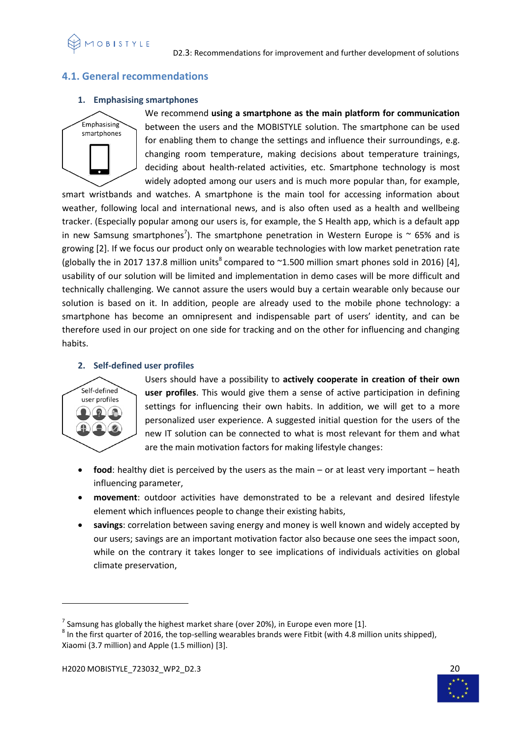## 4.1. General recommendations

### 1. Emphasising smartphones

Emphasising smartphones

We recommend **using a smartphone as the main platform for communication** between the users and the MOBISTYLE solution. The smartphone can be used for enabling them to change the settings and influence their surroundings, e.g. changing room temperature, making decisions about temperature trainings, deciding about health-related activities, etc. Smartphone technology is most widely adopted among our users and is much more popular than, for example, smart wristbands and watches. A smartphone is the main tool for accessing information about weather, following local and international news, and is also often used as a health and wellbeing tracker. (Especially popular among our users is, for example, the S Health app, which is a default app in new Samsung smartphones[7]). The smartphone penetration in Western Europe is ~ 65% and is growing [2]. If we focus our product only on wearable technologies with low market penetration rate (globally the in 2017 137.8 million units[8] compared to ~1.500 million smart phones sold in 2016) [4], usability of our solution will be limited and implementation in demo cases will be more difficult and technically challenging. We cannot assure the users would buy a certain wearable only because our solution is based on it. In addition, people are already used to the mobile phone technology: a smartphone has become an omnipresent and indispensable part of users' identity, and can be therefore used in our project on one side for tracking and on the other for influencing and changing habits.

### 2. Self-defined user profiles

Self-defined user profiles

Users should have a possibility to **actively cooperate in creation of their own user profiles**. This would give them a sense of active participation in defining settings for influencing their own habits. In addition, we will get to a more personalized user experience. A suggested initial question for the users of the new IT solution can be connected to what is most relevant for them and what are the main motivation factors for making lifestyle changes:

- **food**: healthy diet is perceived by the users as the main – or at least very important – heath influencing parameter,
- **movement**: outdoor activities have demonstrated to be a relevant and desired lifestyle element which influences people to change their existing habits,
- **savings**: correlation between saving energy and money is well known and widely accepted by our users; savings are an important motivation factor also because one sees the impact soon, while on the contrary it takes longer to see implications of individuals activities on global climate preservation,

---

[7] Samsung has globally the highest market share (over 20%), in Europe even more [1].

[8] In the first quarter of 2016, the top-selling wearables brands were Fitbit (with 4.8 million units shipped), Xiaomi (3.7 million) and Apple (1.5 million) [3].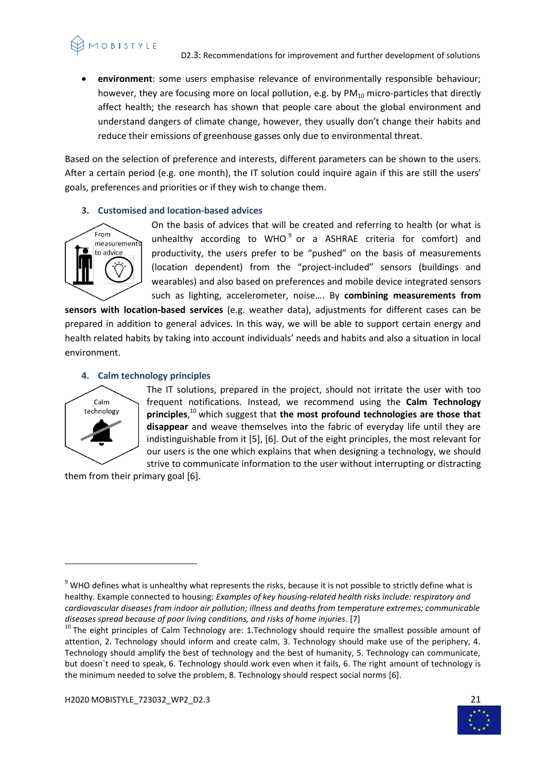- **environment**: some users emphasise relevance of environmentally responsible behaviour; however, they are focusing more on local pollution, e.g. by $PM_{10}$ micro-particles that directly affect health; the research has shown that people care about the global environment and understand dangers of climate change, however, they usually don't change their habits and reduce their emissions of greenhouse gasses only due to environmental threat.

Based on the selection of preference and interests, different parameters can be shown to the users. After a certain period (e.g. one month), the IT solution could inquire again if this are still the users' goals, preferences and priorities or if they wish to change them.

### 3. Customised and location-based advices

From measurements to advice

On the basis of advices that will be created and referring to health (or what is unhealthy according to WHO [9] or a ASHRAE criteria for comfort) and productivity, the users prefer to be "pushed" on the basis of measurements (location dependent) from the "project-included" sensors (buildings and wearables) and also based on preferences and mobile device integrated sensors such as lighting, accelerometer, noise…. By **combining measurements from sensors with location-based services** (e.g. weather data), adjustments for different cases can be prepared in addition to general advices. In this way, we will be able to support certain energy and health related habits by taking into account individuals' needs and habits and also a situation in local environment.

### 4. Calm technology principles

Calm technology

The IT solutions, prepared in the project, should not irritate the user with too frequent notifications. Instead, we recommend using the **Calm Technology principles**,[10] which suggest that **the most profound technologies are those that disappear** and weave themselves into the fabric of everyday life until they are indistinguishable from it [5], [6]. Out of the eight principles, the most relevant for our users is the one which explains that when designing a technology, we should strive to communicate information to the user without interrupting or distracting them from their primary goal [6].

---

[9] WHO defines what is unhealthy what represents the risks, because it is not possible to strictly define what is healthy. Example connected to housing: *Examples of key housing-related health risks include: respiratory and cardiovascular diseases from indoor air pollution; illness and deaths from temperature extremes; communicable diseases spread because of poor living conditions, and risks of home injuries*. [7]

[10] The eight principles of Calm Technology are: 1.Technology should require the smallest possible amount of attention, 2. Technology should inform and create calm, 3. Technology should make use of the periphery, 4. Technology should amplify the best of technology and the best of humanity, 5. Technology can communicate, but doesn`t need to speak, 6. Technology should work even when it fails, 6. The right amount of technology is the minimum needed to solve the problem, 8. Technology should respect social norms [6].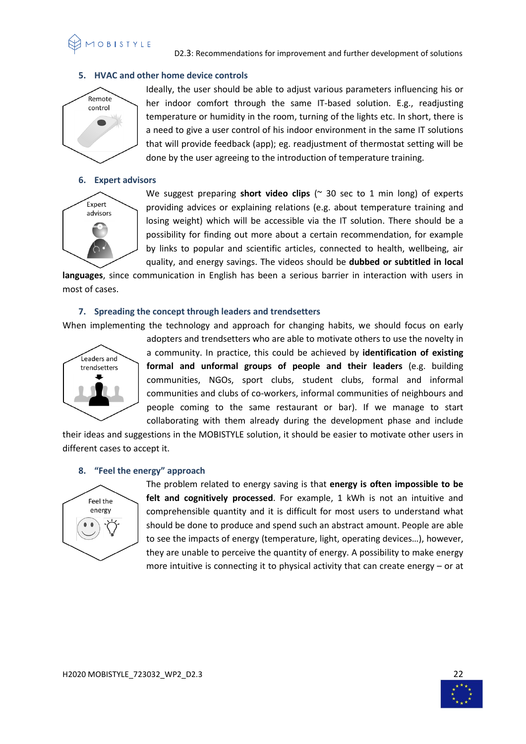### 5. HVAC and other home device controls

Remote control

Ideally, the user should be able to adjust various parameters influencing his or her indoor comfort through the same IT-based solution. E.g., readjusting temperature or humidity in the room, turning of the lights etc. In short, there is a need to give a user control of his indoor environment in the same IT solutions that will provide feedback (app); eg. readjustment of thermostat setting will be done by the user agreeing to the introduction of temperature training.

### 6. Expert advisors

Expert advisors

We suggest preparing **short video clips** (~ 30 sec to 1 min long) of experts providing advices or explaining relations (e.g. about temperature training and losing weight) which will be accessible via the IT solution. There should be a possibility for finding out more about a certain recommendation, for example by links to popular and scientific articles, connected to health, wellbeing, air quality, and energy savings. The videos should be **dubbed or subtitled in local languages**, since communication in English has been a serious barrier in interaction with users in most of cases.

### 7. Spreading the concept through leaders and trendsetters

When implementing the technology and approach for changing habits, we should focus on early adopters and trendsetters who are able to motivate others to use the novelty in a community. In practice, this could be achieved by **identification of existing formal and unformal groups of people and their leaders** (e.g. building communities, NGOs, sport clubs, student clubs, formal and informal communities and clubs of co-workers, informal communities of neighbours and people coming to the same restaurant or bar). If we manage to start collaborating with them already during the development phase and include their ideas and suggestions in the MOBISTYLE solution, it should be easier to motivate other users in different cases to accept it.

Leaders and trendsetters

### 8. "Feel the energy" approach

Feel the energy

The problem related to energy saving is that **energy is often impossible to be felt and cognitively processed**. For example, 1 kWh is not an intuitive and comprehensible quantity and it is difficult for most users to understand what should be done to produce and spend such an abstract amount. People are able to see the impacts of energy (temperature, light, operating devices…), however, they are unable to perceive the quantity of energy. A possibility to make energy more intuitive is connecting it to physical activity that can create energy – or at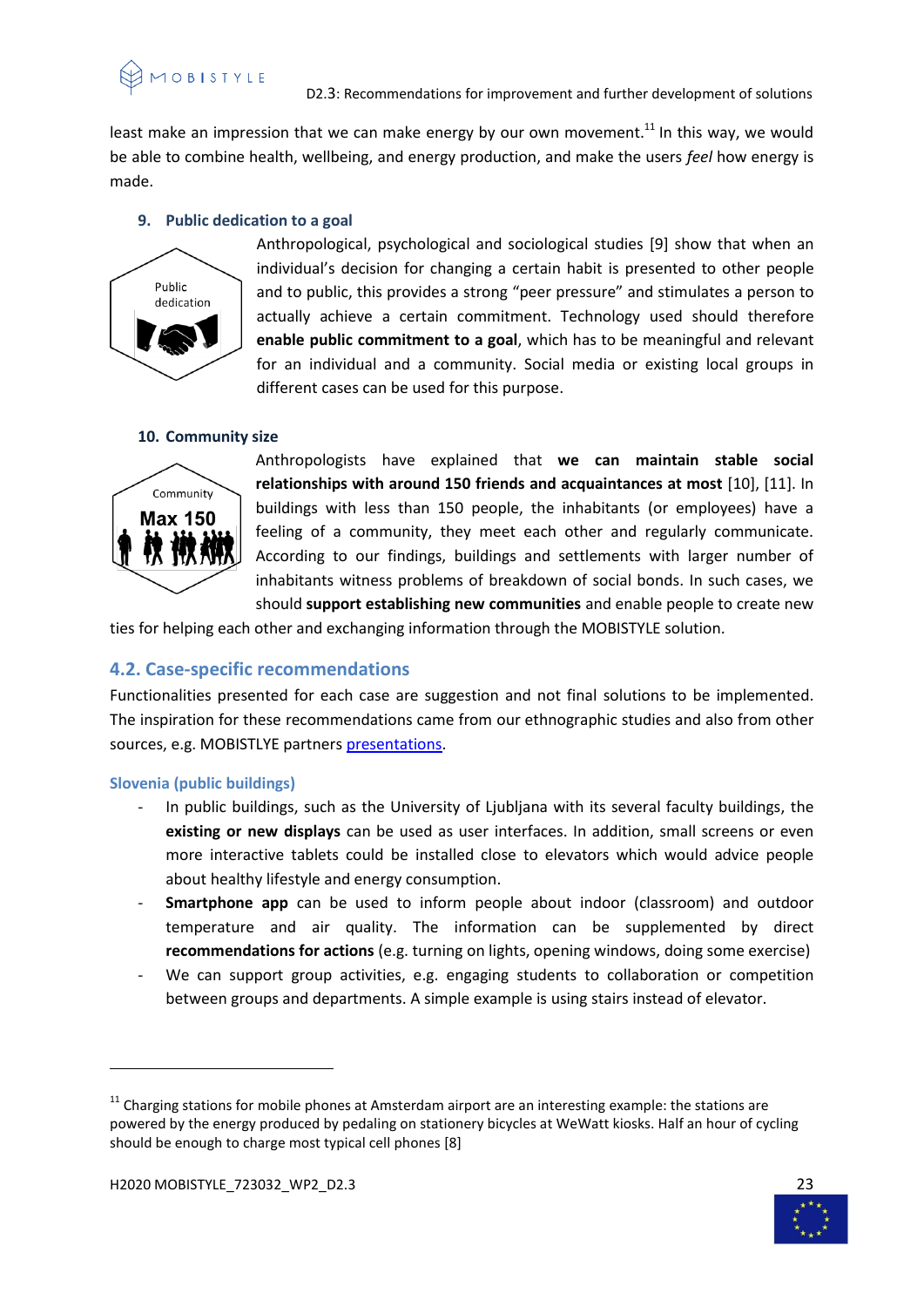least make an impression that we can make energy by our own movement.[11] In this way, we would be able to combine health, wellbeing, and energy production, and make the users *feel* how energy is made.

### 9. Public dedication to a goal

Anthropological, psychological and sociological studies [9] show that when an individual's decision for changing a certain habit is presented to other people and to public, this provides a strong "peer pressure" and stimulates a person to actually achieve a certain commitment. Technology used should therefore **enable public commitment to a goal**, which has to be meaningful and relevant for an individual and a community. Social media or existing local groups in different cases can be used for this purpose.

### 10. Community size

Anthropologists have explained that **we can maintain stable social relationships with around 150 friends and acquaintances at most** [10], [11]. In buildings with less than 150 people, the inhabitants (or employees) have a feeling of a community, they meet each other and regularly communicate. According to our findings, buildings and settlements with larger number of inhabitants witness problems of breakdown of social bonds. In such cases, we should **support establishing new communities** and enable people to create new ties for helping each other and exchanging information through the MOBISTYLE solution.

## 4.2. Case-specific recommendations

Functionalities presented for each case are suggestion and not final solutions to be implemented. The inspiration for these recommendations came from our ethnographic studies and also from other sources, e.g. MOBISTLYE partners presentations.

### Slovenia (public buildings)

- In public buildings, such as the University of Ljubljana with its several faculty buildings, the **existing or new displays** can be used as user interfaces. In addition, small screens or even more interactive tablets could be installed close to elevators which would advice people about healthy lifestyle and energy consumption.
- **Smartphone app** can be used to inform people about indoor (classroom) and outdoor temperature and air quality. The information can be supplemented by direct **recommendations for actions** (e.g. turning on lights, opening windows, doing some exercise)
- We can support group activities, e.g. engaging students to collaboration or competition between groups and departments. A simple example is using stairs instead of elevator.

---

[11] Charging stations for mobile phones at Amsterdam airport are an interesting example: the stations are powered by the energy produced by pedaling on stationery bicycles at WeWatt kiosks. Half an hour of cycling should be enough to charge most typical cell phones [8]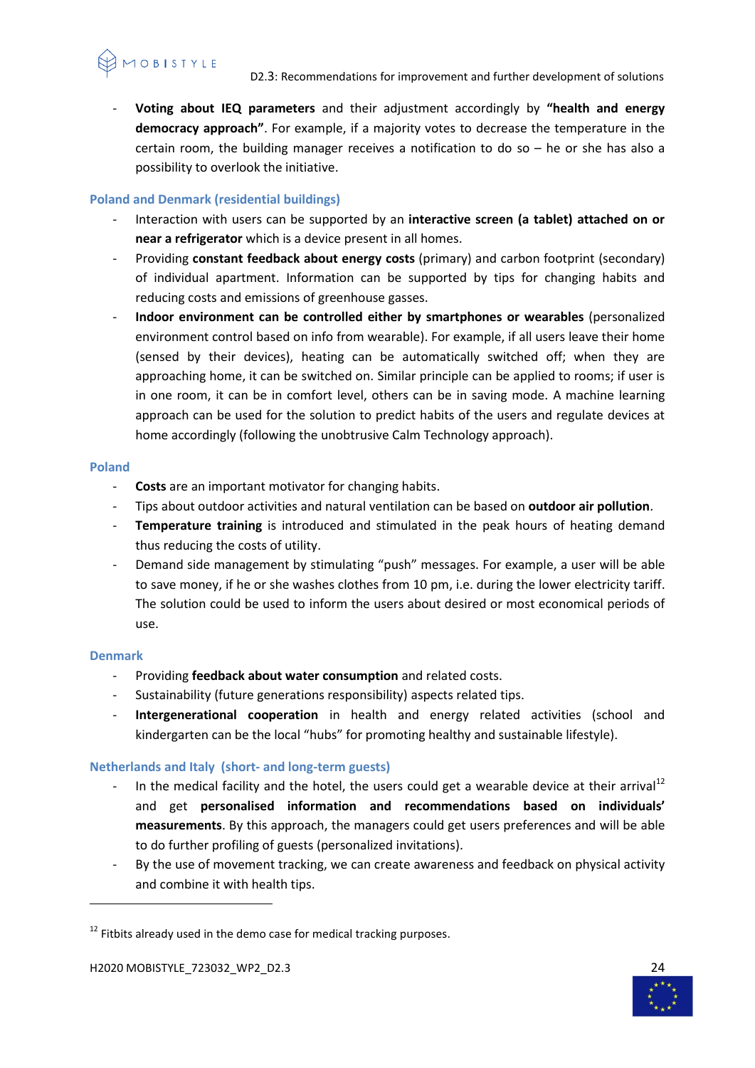- **Voting about IEQ parameters** and their adjustment accordingly by **"health and energy democracy approach"**. For example, if a majority votes to decrease the temperature in the certain room, the building manager receives a notification to do so – he or she has also a possibility to overlook the initiative.

### Poland and Denmark (residential buildings)

- Interaction with users can be supported by an **interactive screen (a tablet) attached on or near a refrigerator** which is a device present in all homes.
- Providing **constant feedback about energy costs** (primary) and carbon footprint (secondary) of individual apartment. Information can be supported by tips for changing habits and reducing costs and emissions of greenhouse gasses.
- **Indoor environment can be controlled either by smartphones or wearables** (personalized environment control based on info from wearable). For example, if all users leave their home (sensed by their devices), heating can be automatically switched off; when they are approaching home, it can be switched on. Similar principle can be applied to rooms; if user is in one room, it can be in comfort level, others can be in saving mode. A machine learning approach can be used for the solution to predict habits of the users and regulate devices at home accordingly (following the unobtrusive Calm Technology approach).

### Poland

- **Costs** are an important motivator for changing habits.
- Tips about outdoor activities and natural ventilation can be based on **outdoor air pollution**.
- **Temperature training** is introduced and stimulated in the peak hours of heating demand thus reducing the costs of utility.
- Demand side management by stimulating "push" messages. For example, a user will be able to save money, if he or she washes clothes from 10 pm, i.e. during the lower electricity tariff. The solution could be used to inform the users about desired or most economical periods of use.

### Denmark

- Providing **feedback about water consumption** and related costs.
- Sustainability (future generations responsibility) aspects related tips.
- **Intergenerational cooperation** in health and energy related activities (school and kindergarten can be the local "hubs" for promoting healthy and sustainable lifestyle).

### Netherlands and Italy (short- and long-term guests)

- In the medical facility and the hotel, the users could get a wearable device at their arrival[12] and get **personalised information and recommendations based on individuals' measurements**. By this approach, the managers could get users preferences and will be able to do further profiling of guests (personalized invitations).
- By the use of movement tracking, we can create awareness and feedback on physical activity and combine it with health tips.

---

[12] Fitbits already used in the demo case for medical tracking purposes.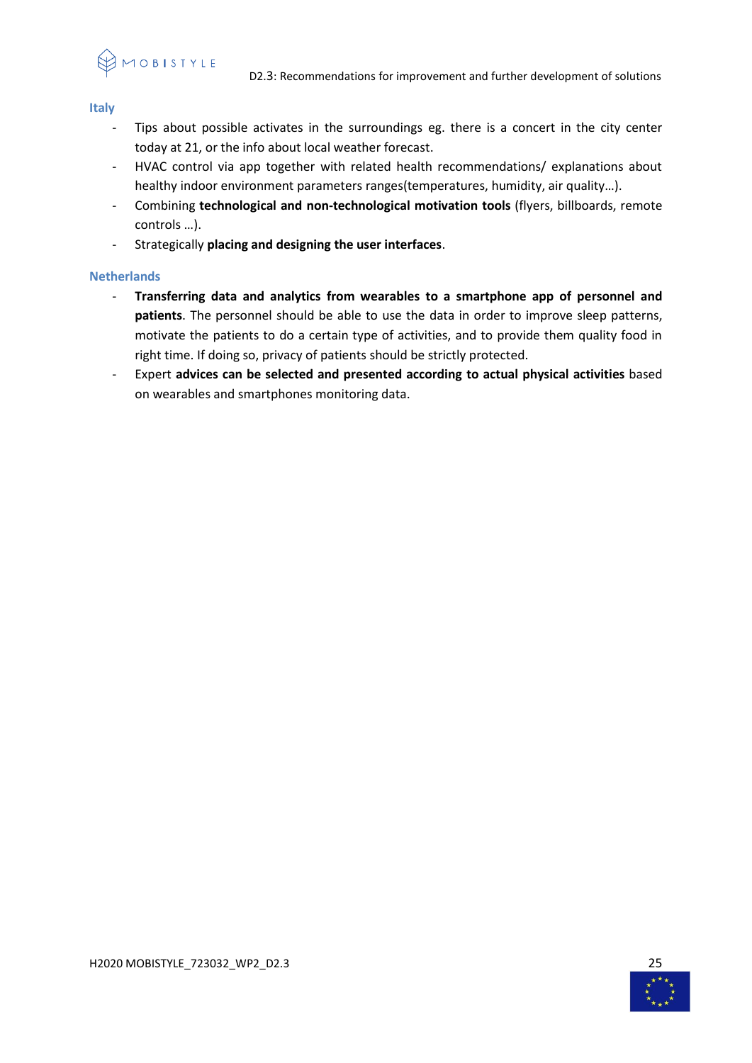### Italy

- Tips about possible activates in the surroundings eg. there is a concert in the city center today at 21, or the info about local weather forecast.
- HVAC control via app together with related health recommendations/ explanations about healthy indoor environment parameters ranges(temperatures, humidity, air quality…).
- Combining **technological and non-technological motivation tools** (flyers, billboards, remote controls …).
- Strategically **placing and designing the user interfaces**.

### Netherlands

- **Transferring data and analytics from wearables to a smartphone app of personnel and patients**. The personnel should be able to use the data in order to improve sleep patterns, motivate the patients to do a certain type of activities, and to provide them quality food in right time. If doing so, privacy of patients should be strictly protected.
- Expert **advices can be selected and presented according to actual physical activities** based on wearables and smartphones monitoring data.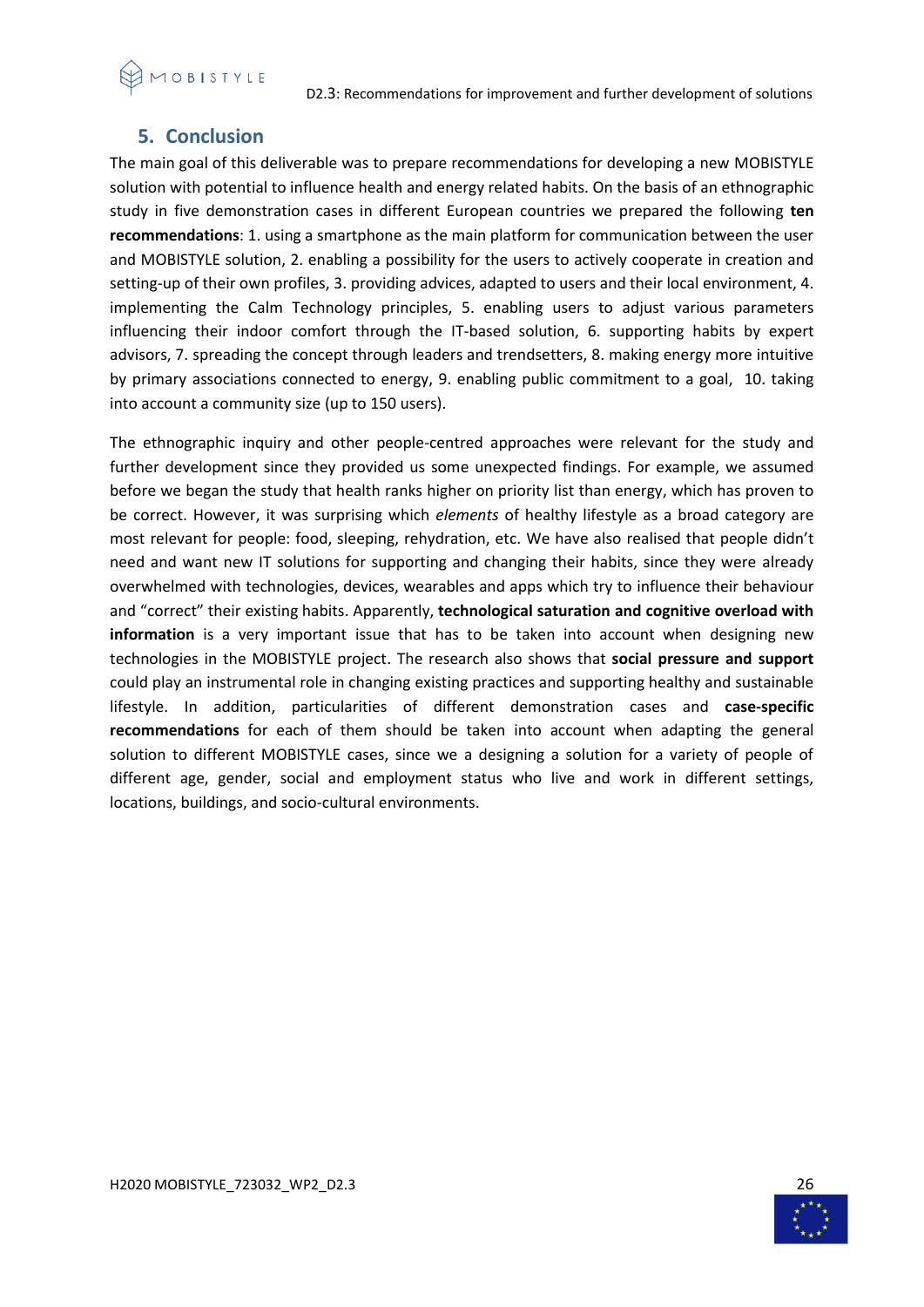## 5. Conclusion

The main goal of this deliverable was to prepare recommendations for developing a new MOBISTYLE solution with potential to influence health and energy related habits. On the basis of an ethnographic study in five demonstration cases in different European countries we prepared the following **ten recommendations**: 1. using a smartphone as the main platform for communication between the user and MOBISTYLE solution, 2. enabling a possibility for the users to actively cooperate in creation and setting-up of their own profiles, 3. providing advices, adapted to users and their local environment, 4. implementing the Calm Technology principles, 5. enabling users to adjust various parameters influencing their indoor comfort through the IT-based solution, 6. supporting habits by expert advisors, 7. spreading the concept through leaders and trendsetters, 8. making energy more intuitive by primary associations connected to energy, 9. enabling public commitment to a goal, 10. taking into account a community size (up to 150 users).

The ethnographic inquiry and other people-centred approaches were relevant for the study and further development since they provided us some unexpected findings. For example, we assumed before we began the study that health ranks higher on priority list than energy, which has proven to be correct. However, it was surprising which *elements* of healthy lifestyle as a broad category are most relevant for people: food, sleeping, rehydration, etc. We have also realised that people didn't need and want new IT solutions for supporting and changing their habits, since they were already overwhelmed with technologies, devices, wearables and apps which try to influence their behaviour and "correct" their existing habits. Apparently, **technological saturation and cognitive overload with information** is a very important issue that has to be taken into account when designing new technologies in the MOBISTYLE project. The research also shows that **social pressure and support** could play an instrumental role in changing existing practices and supporting healthy and sustainable lifestyle. In addition, particularities of different demonstration cases and **case-specific recommendations** for each of them should be taken into account when adapting the general solution to different MOBISTYLE cases, since we a designing a solution for a variety of people of different age, gender, social and employment status who live and work in different settings, locations, buildings, and socio-cultural environments.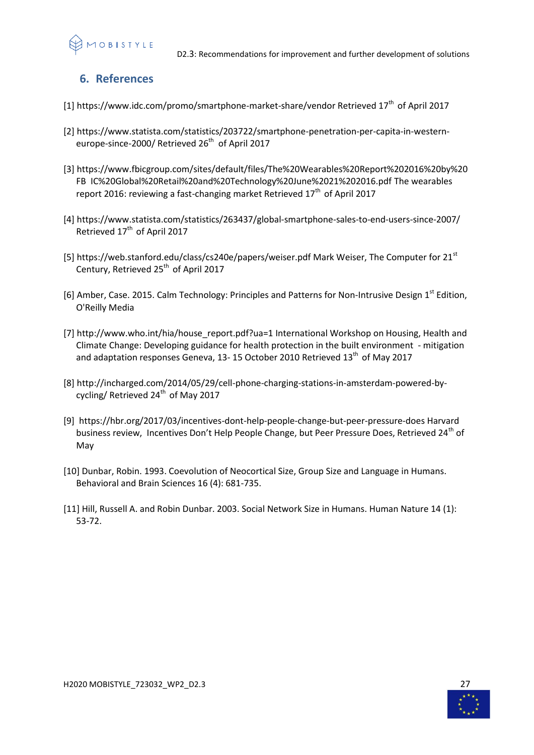## 6. References

[1] https://www.idc.com/promo/smartphone-market-share/vendor Retrieved 17th of April 2017

[2] https://www.statista.com/statistics/203722/smartphone-penetration-per-capita-in-western-europe-since-2000/ Retrieved 26th of April 2017

[3] https://www.fbicgroup.com/sites/default/files/The%20Wearables%20Report%202016%20by%20 FB IC%20Global%20Retail%20and%20Technology%20June%2021%202016.pdf The wearables report 2016: reviewing a fast-changing market Retrieved 17th of April 2017

[4] https://www.statista.com/statistics/263437/global-smartphone-sales-to-end-users-since-2007/ Retrieved 17th of April 2017

[5] https://web.stanford.edu/class/cs240e/papers/weiser.pdf Mark Weiser, The Computer for 21st Century, Retrieved 25th of April 2017

[6] Amber, Case. 2015. Calm Technology: Principles and Patterns for Non-Intrusive Design 1st Edition, O'Reilly Media

[7] http://www.who.int/hia/house_report.pdf?ua=1 International Workshop on Housing, Health and Climate Change: Developing guidance for health protection in the built environment - mitigation and adaptation responses Geneva, 13- 15 October 2010 Retrieved 13th of May 2017

[8] http://incharged.com/2014/05/29/cell-phone-charging-stations-in-amsterdam-powered-by-cycling/ Retrieved 24th of May 2017

[9] https://hbr.org/2017/03/incentives-dont-help-people-change-but-peer-pressure-does Harvard business review, Incentives Don't Help People Change, but Peer Pressure Does, Retrieved 24th of May

[10] Dunbar, Robin. 1993. Coevolution of Neocortical Size, Group Size and Language in Humans. Behavioral and Brain Sciences 16 (4): 681-735.

[11] Hill, Russell A. and Robin Dunbar. 2003. Social Network Size in Humans. Human Nature 14 (1): 53-72.